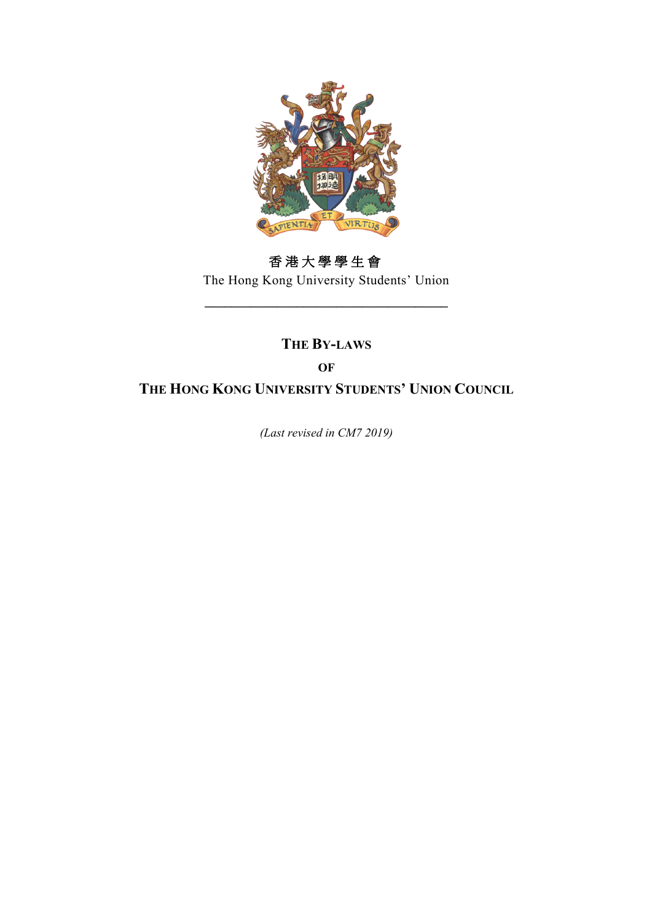香港大學學生會

The Hong Kong University Students' Union

---

# THE BY-LAWS OF THE HONG KONG UNIVERSITY STUDENTS' UNION COUNCIL

*(Last revised in CM7 2019)*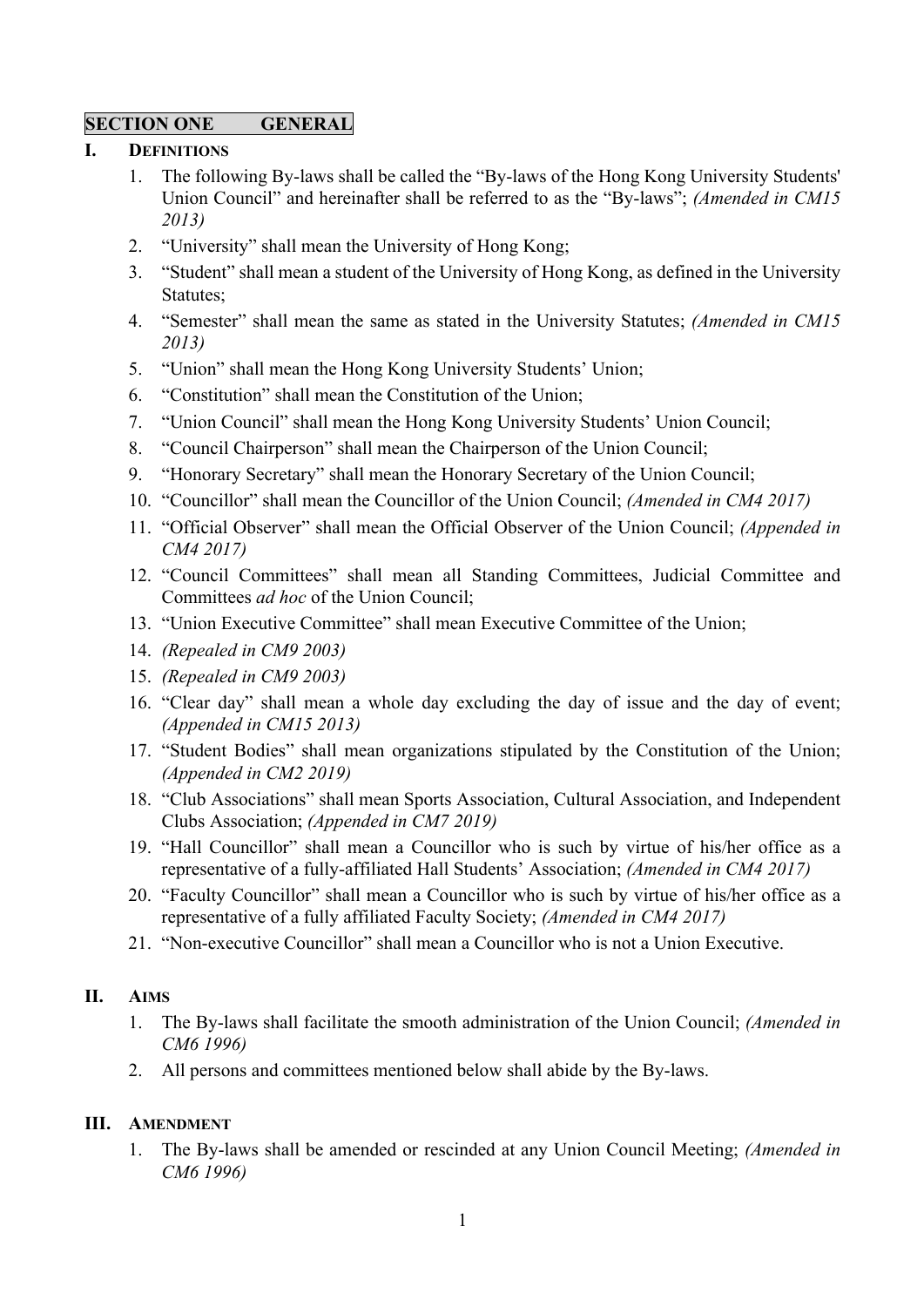## SECTION ONE GENERAL

### I. DEFINITIONS

1. The following By-laws shall be called the "By-laws of the Hong Kong University Students' Union Council" and hereinafter shall be referred to as the "By-laws"; *(Amended in CM15 2013)*
2. "University" shall mean the University of Hong Kong;
3. "Student" shall mean a student of the University of Hong Kong, as defined in the University Statutes;
4. "Semester" shall mean the same as stated in the University Statutes; *(Amended in CM15 2013)*
5. "Union" shall mean the Hong Kong University Students' Union;
6. "Constitution" shall mean the Constitution of the Union;
7. "Union Council" shall mean the Hong Kong University Students' Union Council;
8. "Council Chairperson" shall mean the Chairperson of the Union Council;
9. "Honorary Secretary" shall mean the Honorary Secretary of the Union Council;
10. "Councillor" shall mean the Councillor of the Union Council; *(Amended in CM4 2017)*
11. "Official Observer" shall mean the Official Observer of the Union Council; *(Appended in CM4 2017)*
12. "Council Committees" shall mean all Standing Committees, Judicial Committee and Committees *ad hoc* of the Union Council;
13. "Union Executive Committee" shall mean Executive Committee of the Union;
14. *(Repealed in CM9 2003)*
15. *(Repealed in CM9 2003)*
16. "Clear day" shall mean a whole day excluding the day of issue and the day of event; *(Appended in CM15 2013)*
17. "Student Bodies" shall mean organizations stipulated by the Constitution of the Union; *(Appended in CM2 2019)*
18. "Club Associations" shall mean Sports Association, Cultural Association, and Independent Clubs Association; *(Appended in CM7 2019)*
19. "Hall Councillor" shall mean a Councillor who is such by virtue of his/her office as a representative of a fully-affiliated Hall Students' Association; *(Amended in CM4 2017)*
20. "Faculty Councillor" shall mean a Councillor who is such by virtue of his/her office as a representative of a fully affiliated Faculty Society; *(Amended in CM4 2017)*
21. "Non-executive Councillor" shall mean a Councillor who is not a Union Executive.

### II. AIMS

1. The By-laws shall facilitate the smooth administration of the Union Council; *(Amended in CM6 1996)*
2. All persons and committees mentioned below shall abide by the By-laws.

### III. AMENDMENT

1. The By-laws shall be amended or rescinded at any Union Council Meeting; *(Amended in CM6 1996)*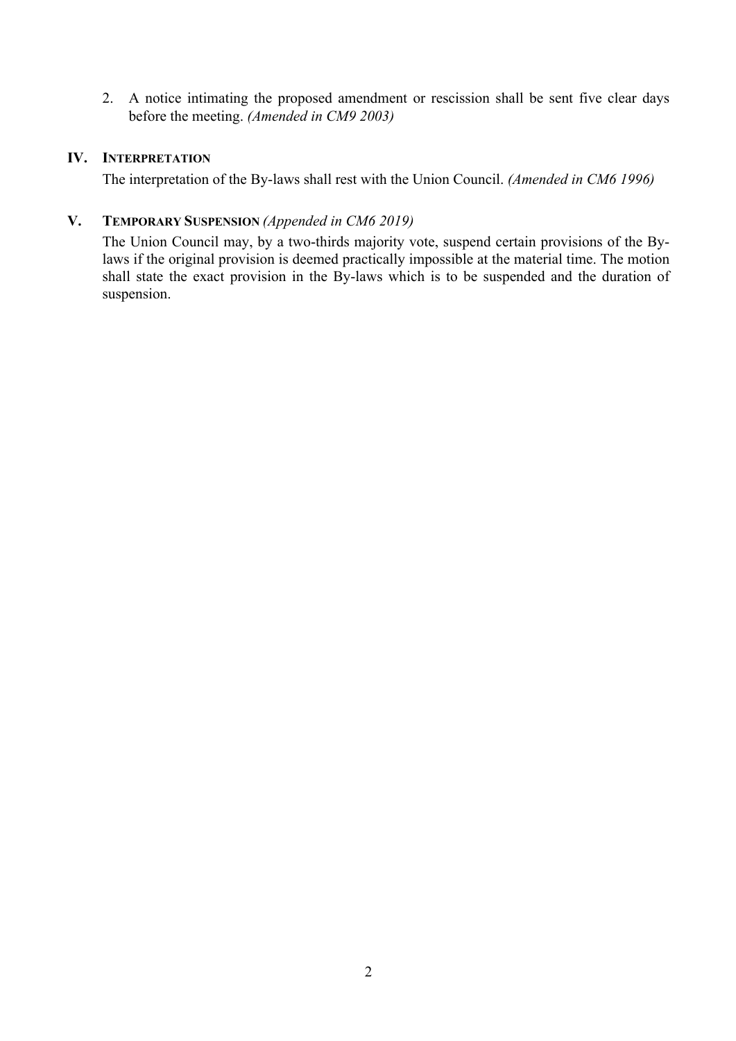2. A notice intimating the proposed amendment or rescission shall be sent five clear days before the meeting. *(Amended in CM9 2003)*

## IV. Interpretation

The interpretation of the By-laws shall rest with the Union Council. *(Amended in CM6 1996)*

## V. Temporary Suspension *(Appended in CM6 2019)*

The Union Council may, by a two-thirds majority vote, suspend certain provisions of the By-laws if the original provision is deemed practically impossible at the material time. The motion shall state the exact provision in the By-laws which is to be suspended and the duration of suspension.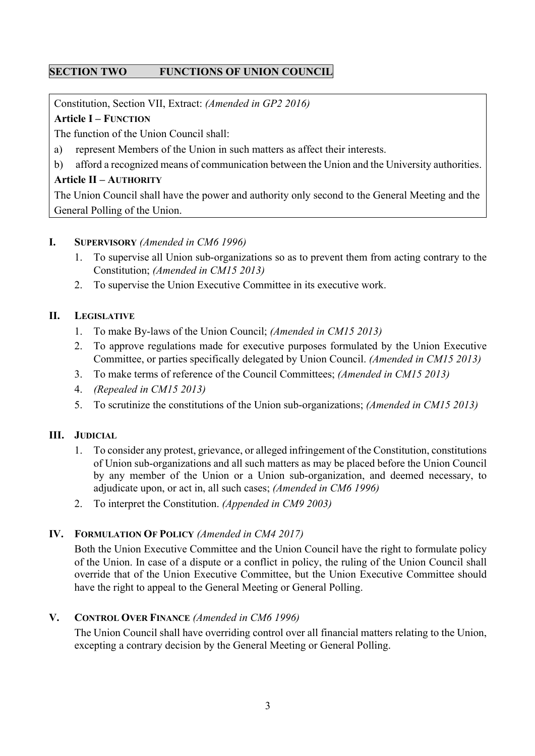## SECTION TWO FUNCTIONS OF UNION COUNCIL

Constitution, Section VII, Extract: *(Amended in GP2 2016)*

**Article I – Function**

The function of the Union Council shall:

a) represent Members of the Union in such matters as affect their interests.

b) afford a recognized means of communication between the Union and the University authorities.

**Article II – Authority**

The Union Council shall have the power and authority only second to the General Meeting and the General Polling of the Union.

### I. Supervisory *(Amended in CM6 1996)*

1. To supervise all Union sub-organizations so as to prevent them from acting contrary to the Constitution; *(Amended in CM15 2013)*
2. To supervise the Union Executive Committee in its executive work.

### II. Legislative

1. To make By-laws of the Union Council; *(Amended in CM15 2013)*
2. To approve regulations made for executive purposes formulated by the Union Executive Committee, or parties specifically delegated by Union Council. *(Amended in CM15 2013)*
3. To make terms of reference of the Council Committees; *(Amended in CM15 2013)*
4. *(Repealed in CM15 2013)*
5. To scrutinize the constitutions of the Union sub-organizations; *(Amended in CM15 2013)*

### III. Judicial

1. To consider any protest, grievance, or alleged infringement of the Constitution, constitutions of Union sub-organizations and all such matters as may be placed before the Union Council by any member of the Union or a Union sub-organization, and deemed necessary, to adjudicate upon, or act in, all such cases; *(Amended in CM6 1996)*
2. To interpret the Constitution. *(Appended in CM9 2003)*

### IV. Formulation Of Policy *(Amended in CM4 2017)*

Both the Union Executive Committee and the Union Council have the right to formulate policy of the Union. In case of a dispute or a conflict in policy, the ruling of the Union Council shall override that of the Union Executive Committee, but the Union Executive Committee should have the right to appeal to the General Meeting or General Polling.

### V. Control Over Finance *(Amended in CM6 1996)*

The Union Council shall have overriding control over all financial matters relating to the Union, excepting a contrary decision by the General Meeting or General Polling.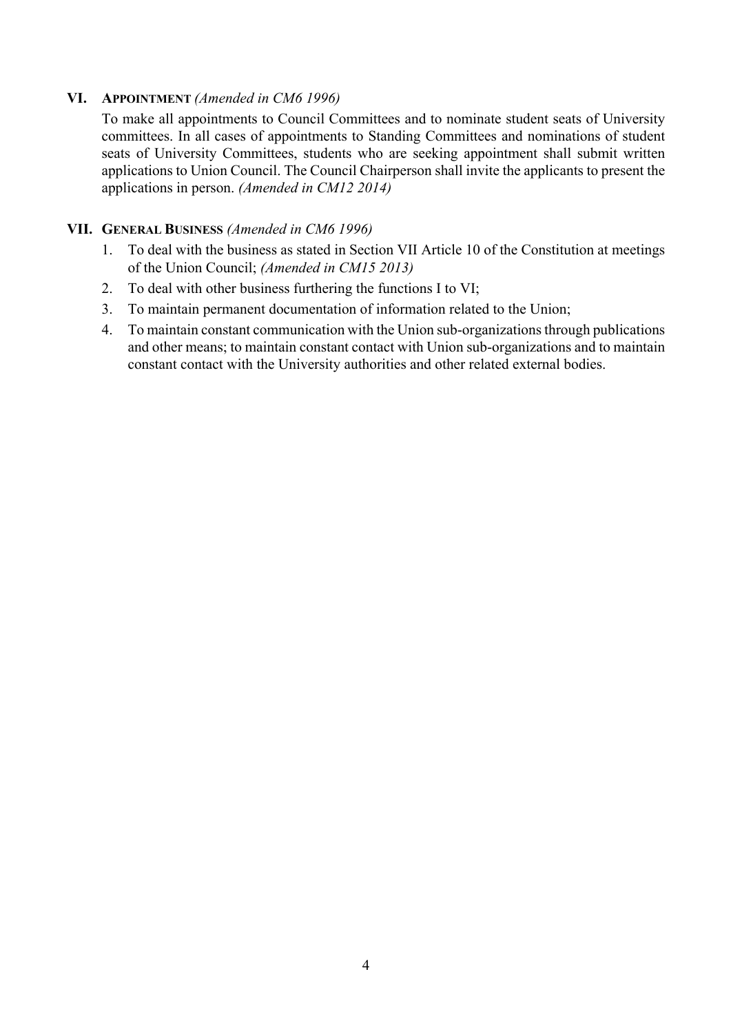## VI. **APPOINTMENT** *(Amended in CM6 1996)*

To make all appointments to Council Committees and to nominate student seats of University committees. In all cases of appointments to Standing Committees and nominations of student seats of University Committees, students who are seeking appointment shall submit written applications to Union Council. The Council Chairperson shall invite the applicants to present the applications in person. *(Amended in CM12 2014)*

## VII. **GENERAL BUSINESS** *(Amended in CM6 1996)*

1. To deal with the business as stated in Section VII Article 10 of the Constitution at meetings of the Union Council; *(Amended in CM15 2013)*
2. To deal with other business furthering the functions I to VI;
3. To maintain permanent documentation of information related to the Union;
4. To maintain constant communication with the Union sub-organizations through publications and other means; to maintain constant contact with Union sub-organizations and to maintain constant contact with the University authorities and other related external bodies.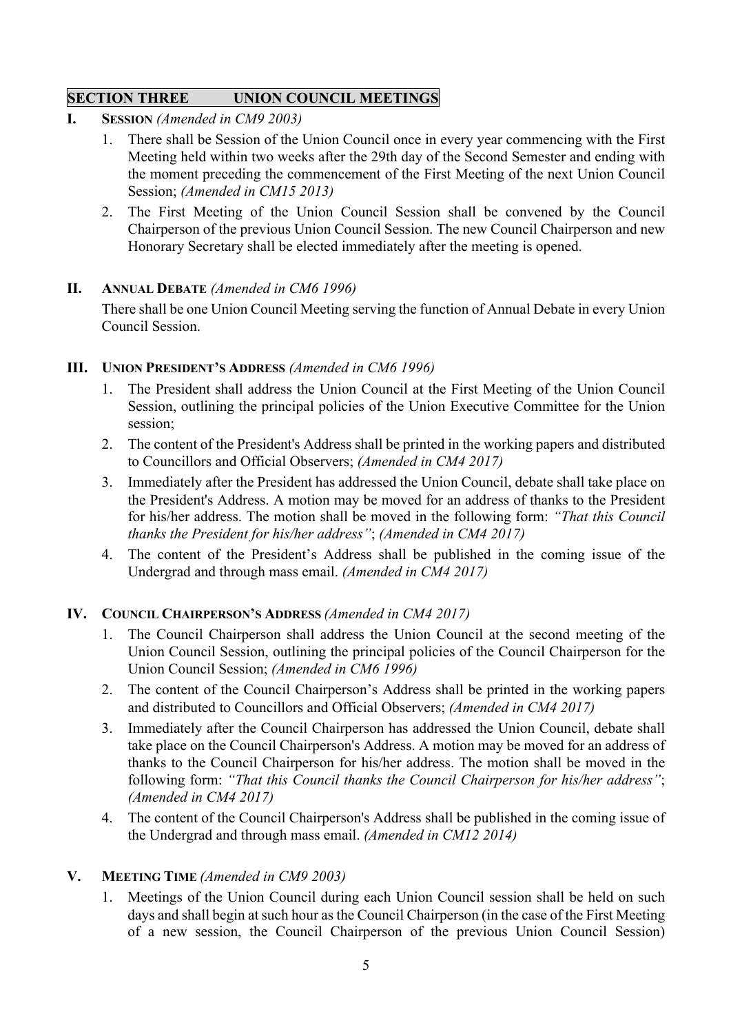## SECTION THREE UNION COUNCIL MEETINGS

### I. SESSION *(Amended in CM9 2003)*

1. There shall be Session of the Union Council once in every year commencing with the First Meeting held within two weeks after the 29th day of the Second Semester and ending with the moment preceding the commencement of the First Meeting of the next Union Council Session; *(Amended in CM15 2013)*
2. The First Meeting of the Union Council Session shall be convened by the Council Chairperson of the previous Union Council Session. The new Council Chairperson and new Honorary Secretary shall be elected immediately after the meeting is opened.

### II. ANNUAL DEBATE *(Amended in CM6 1996)*

There shall be one Union Council Meeting serving the function of Annual Debate in every Union Council Session.

### III. UNION PRESIDENT'S ADDRESS *(Amended in CM6 1996)*

1. The President shall address the Union Council at the First Meeting of the Union Council Session, outlining the principal policies of the Union Executive Committee for the Union session;
2. The content of the President's Address shall be printed in the working papers and distributed to Councillors and Official Observers; *(Amended in CM4 2017)*
3. Immediately after the President has addressed the Union Council, debate shall take place on the President's Address. A motion may be moved for an address of thanks to the President for his/her address. The motion shall be moved in the following form: *"That this Council thanks the President for his/her address"*; *(Amended in CM4 2017)*
4. The content of the President's Address shall be published in the coming issue of the Undergrad and through mass email. *(Amended in CM4 2017)*

### IV. COUNCIL CHAIRPERSON'S ADDRESS *(Amended in CM4 2017)*

1. The Council Chairperson shall address the Union Council at the second meeting of the Union Council Session, outlining the principal policies of the Council Chairperson for the Union Council Session; *(Amended in CM6 1996)*
2. The content of the Council Chairperson's Address shall be printed in the working papers and distributed to Councillors and Official Observers; *(Amended in CM4 2017)*
3. Immediately after the Council Chairperson has addressed the Union Council, debate shall take place on the Council Chairperson's Address. A motion may be moved for an address of thanks to the Council Chairperson for his/her address. The motion shall be moved in the following form: *"That this Council thanks the Council Chairperson for his/her address"*; *(Amended in CM4 2017)*
4. The content of the Council Chairperson's Address shall be published in the coming issue of the Undergrad and through mass email. *(Amended in CM12 2014)*

### V. MEETING TIME *(Amended in CM9 2003)*

1. Meetings of the Union Council during each Union Council session shall be held on such days and shall begin at such hour as the Council Chairperson (in the case of the First Meeting of a new session, the Council Chairperson of the previous Union Council Session)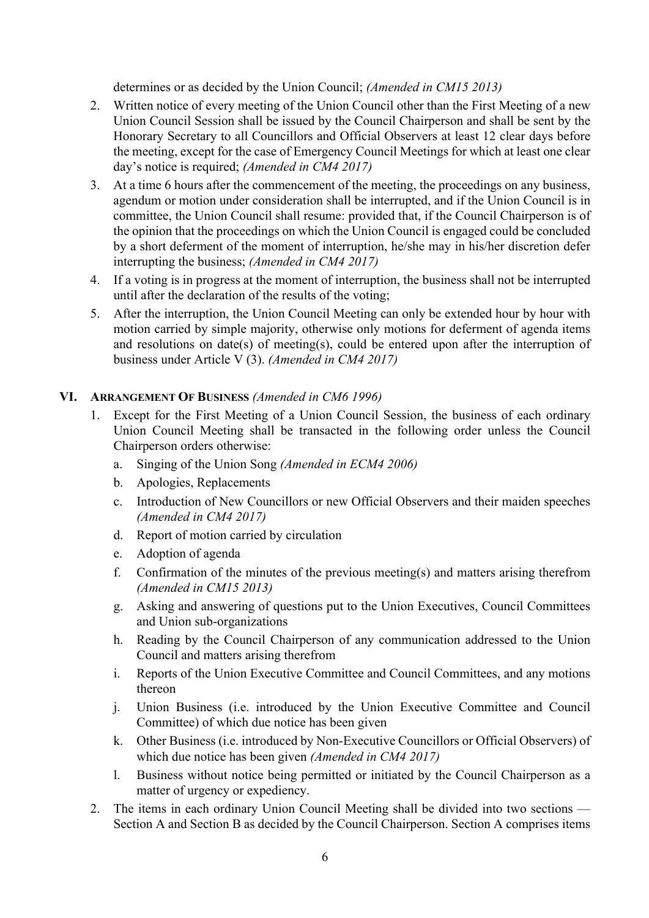determines or as decided by the Union Council; *(Amended in CM15 2013)*

2. Written notice of every meeting of the Union Council other than the First Meeting of a new Union Council Session shall be issued by the Council Chairperson and shall be sent by the Honorary Secretary to all Councillors and Official Observers at least 12 clear days before the meeting, except for the case of Emergency Council Meetings for which at least one clear day's notice is required; *(Amended in CM4 2017)*
3. At a time 6 hours after the commencement of the meeting, the proceedings on any business, agendum or motion under consideration shall be interrupted, and if the Union Council is in committee, the Union Council shall resume: provided that, if the Council Chairperson is of the opinion that the proceedings on which the Union Council is engaged could be concluded by a short deferment of the moment of interruption, he/she may in his/her discretion defer interrupting the business; *(Amended in CM4 2017)*
4. If a voting is in progress at the moment of interruption, the business shall not be interrupted until after the declaration of the results of the voting;
5. After the interruption, the Union Council Meeting can only be extended hour by hour with motion carried by simple majority, otherwise only motions for deferment of agenda items and resolutions on date(s) of meeting(s), could be entered upon after the interruption of business under Article V (3). *(Amended in CM4 2017)*

## VI. ARRANGEMENT OF BUSINESS *(Amended in CM6 1996)*

1. Except for the First Meeting of a Union Council Session, the business of each ordinary Union Council Meeting shall be transacted in the following order unless the Council Chairperson orders otherwise:
   a. Singing of the Union Song *(Amended in ECM4 2006)*
   b. Apologies, Replacements
   c. Introduction of New Councillors or new Official Observers and their maiden speeches *(Amended in CM4 2017)*
   d. Report of motion carried by circulation
   e. Adoption of agenda
   f. Confirmation of the minutes of the previous meeting(s) and matters arising therefrom *(Amended in CM15 2013)*
   g. Asking and answering of questions put to the Union Executives, Council Committees and Union sub-organizations
   h. Reading by the Council Chairperson of any communication addressed to the Union Council and matters arising therefrom
   i. Reports of the Union Executive Committee and Council Committees, and any motions thereon
   j. Union Business (i.e. introduced by the Union Executive Committee and Council Committee) of which due notice has been given
   k. Other Business (i.e. introduced by Non-Executive Councillors or Official Observers) of which due notice has been given *(Amended in CM4 2017)*
   l. Business without notice being permitted or initiated by the Council Chairperson as a matter of urgency or expediency.
2. The items in each ordinary Union Council Meeting shall be divided into two sections — Section A and Section B as decided by the Council Chairperson. Section A comprises items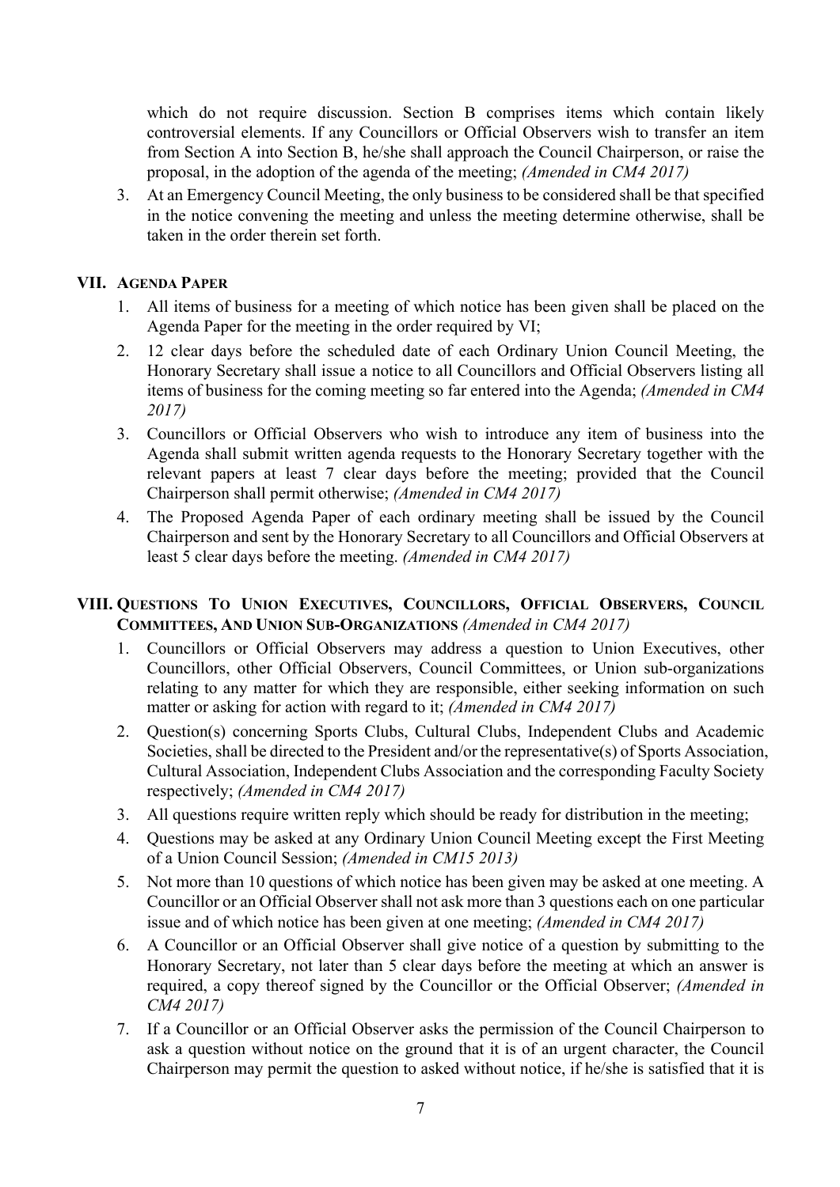which do not require discussion. Section B comprises items which contain likely controversial elements. If any Councillors or Official Observers wish to transfer an item from Section A into Section B, he/she shall approach the Council Chairperson, or raise the proposal, in the adoption of the agenda of the meeting; *(Amended in CM4 2017)*

3. At an Emergency Council Meeting, the only business to be considered shall be that specified in the notice convening the meeting and unless the meeting determine otherwise, shall be taken in the order therein set forth.

## VII. Agenda Paper

1. All items of business for a meeting of which notice has been given shall be placed on the Agenda Paper for the meeting in the order required by VI;
2. 12 clear days before the scheduled date of each Ordinary Union Council Meeting, the Honorary Secretary shall issue a notice to all Councillors and Official Observers listing all items of business for the coming meeting so far entered into the Agenda; *(Amended in CM4 2017)*
3. Councillors or Official Observers who wish to introduce any item of business into the Agenda shall submit written agenda requests to the Honorary Secretary together with the relevant papers at least 7 clear days before the meeting; provided that the Council Chairperson shall permit otherwise; *(Amended in CM4 2017)*
4. The Proposed Agenda Paper of each ordinary meeting shall be issued by the Council Chairperson and sent by the Honorary Secretary to all Councillors and Official Observers at least 5 clear days before the meeting. *(Amended in CM4 2017)*

## VIII. Questions To Union Executives, Councillors, Official Observers, Council Committees, And Union Sub-Organizations *(Amended in CM4 2017)*

1. Councillors or Official Observers may address a question to Union Executives, other Councillors, other Official Observers, Council Committees, or Union sub-organizations relating to any matter for which they are responsible, either seeking information on such matter or asking for action with regard to it; *(Amended in CM4 2017)*
2. Question(s) concerning Sports Clubs, Cultural Clubs, Independent Clubs and Academic Societies, shall be directed to the President and/or the representative(s) of Sports Association, Cultural Association, Independent Clubs Association and the corresponding Faculty Society respectively; *(Amended in CM4 2017)*
3. All questions require written reply which should be ready for distribution in the meeting;
4. Questions may be asked at any Ordinary Union Council Meeting except the First Meeting of a Union Council Session; *(Amended in CM15 2013)*
5. Not more than 10 questions of which notice has been given may be asked at one meeting. A Councillor or an Official Observer shall not ask more than 3 questions each on one particular issue and of which notice has been given at one meeting; *(Amended in CM4 2017)*
6. A Councillor or an Official Observer shall give notice of a question by submitting to the Honorary Secretary, not later than 5 clear days before the meeting at which an answer is required, a copy thereof signed by the Councillor or the Official Observer; *(Amended in CM4 2017)*
7. If a Councillor or an Official Observer asks the permission of the Council Chairperson to ask a question without notice on the ground that it is of an urgent character, the Council Chairperson may permit the question to asked without notice, if he/she is satisfied that it is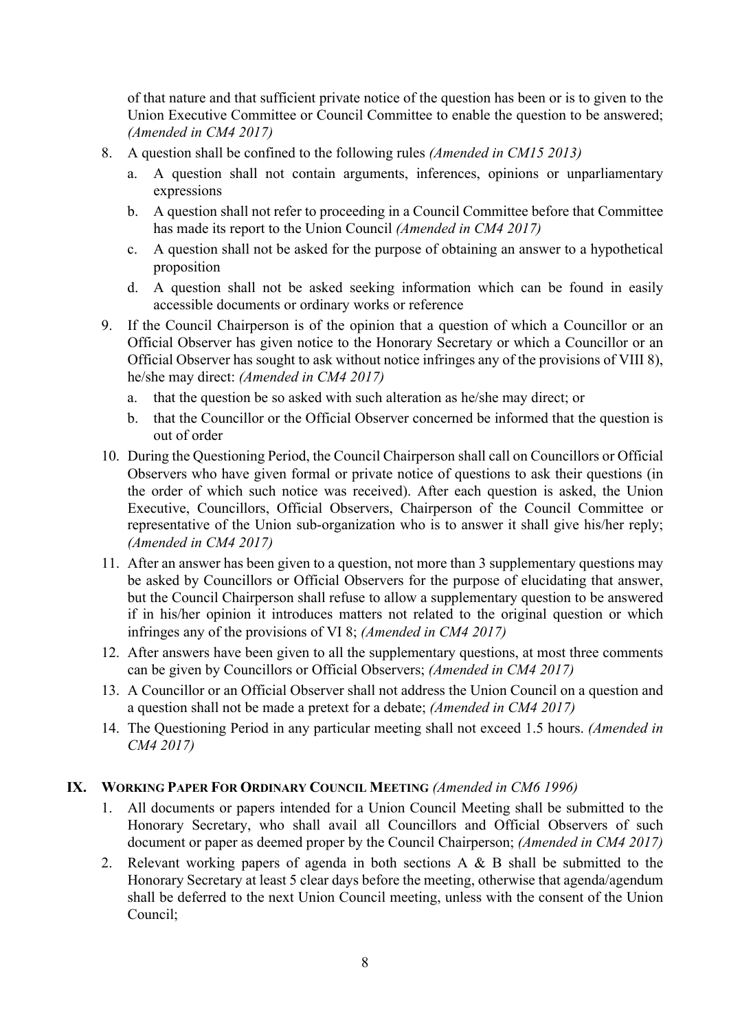of that nature and that sufficient private notice of the question has been or is to given to the Union Executive Committee or Council Committee to enable the question to be answered; *(Amended in CM4 2017)*

8. A question shall be confined to the following rules *(Amended in CM15 2013)*
   a. A question shall not contain arguments, inferences, opinions or unparliamentary expressions
   b. A question shall not refer to proceeding in a Council Committee before that Committee has made its report to the Union Council *(Amended in CM4 2017)*
   c. A question shall not be asked for the purpose of obtaining an answer to a hypothetical proposition
   d. A question shall not be asked seeking information which can be found in easily accessible documents or ordinary works or reference
9. If the Council Chairperson is of the opinion that a question of which a Councillor or an Official Observer has given notice to the Honorary Secretary or which a Councillor or an Official Observer has sought to ask without notice infringes any of the provisions of VIII 8), he/she may direct: *(Amended in CM4 2017)*
   a. that the question be so asked with such alteration as he/she may direct; or
   b. that the Councillor or the Official Observer concerned be informed that the question is out of order
10. During the Questioning Period, the Council Chairperson shall call on Councillors or Official Observers who have given formal or private notice of questions to ask their questions (in the order of which such notice was received). After each question is asked, the Union Executive, Councillors, Official Observers, Chairperson of the Council Committee or representative of the Union sub-organization who is to answer it shall give his/her reply; *(Amended in CM4 2017)*
11. After an answer has been given to a question, not more than 3 supplementary questions may be asked by Councillors or Official Observers for the purpose of elucidating that answer, but the Council Chairperson shall refuse to allow a supplementary question to be answered if in his/her opinion it introduces matters not related to the original question or which infringes any of the provisions of VI 8; *(Amended in CM4 2017)*
12. After answers have been given to all the supplementary questions, at most three comments can be given by Councillors or Official Observers; *(Amended in CM4 2017)*
13. A Councillor or an Official Observer shall not address the Union Council on a question and a question shall not be made a pretext for a debate; *(Amended in CM4 2017)*
14. The Questioning Period in any particular meeting shall not exceed 1.5 hours. *(Amended in CM4 2017)*

## IX. Working Paper For Ordinary Council Meeting *(Amended in CM6 1996)*

1. All documents or papers intended for a Union Council Meeting shall be submitted to the Honorary Secretary, who shall avail all Councillors and Official Observers of such document or paper as deemed proper by the Council Chairperson; *(Amended in CM4 2017)*
2. Relevant working papers of agenda in both sections A & B shall be submitted to the Honorary Secretary at least 5 clear days before the meeting, otherwise that agenda/agendum shall be deferred to the next Union Council meeting, unless with the consent of the Union Council;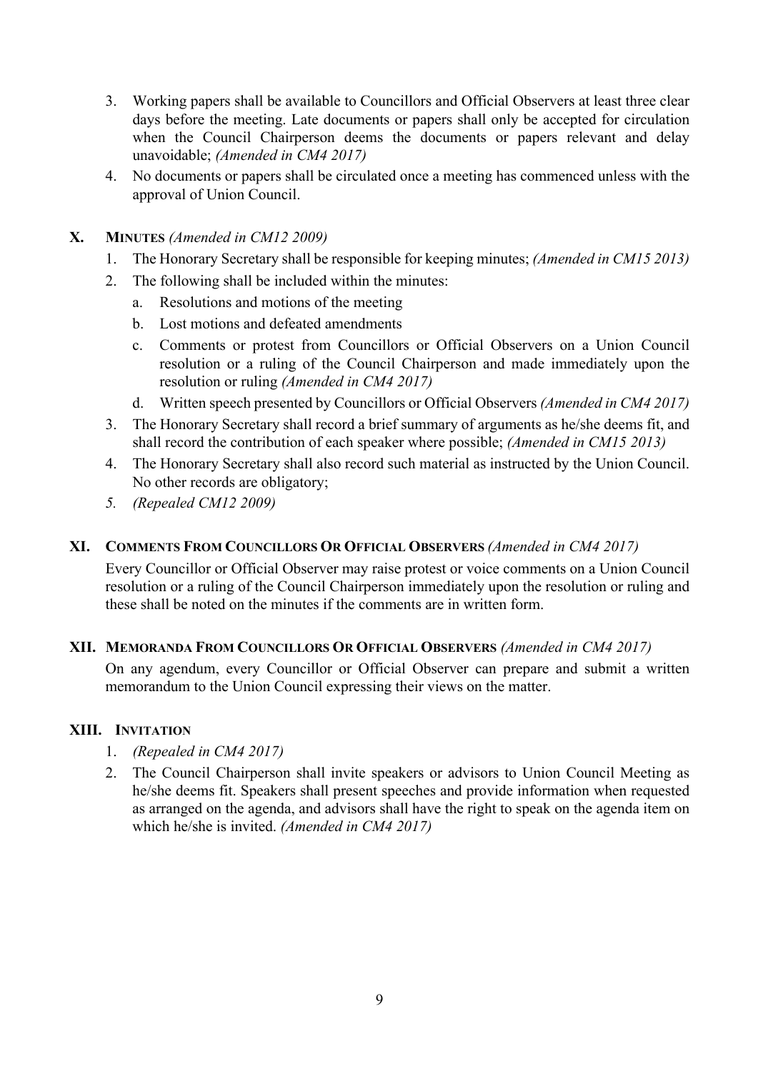3. Working papers shall be available to Councillors and Official Observers at least three clear days before the meeting. Late documents or papers shall only be accepted for circulation when the Council Chairperson deems the documents or papers relevant and delay unavoidable; *(Amended in CM4 2017)*
4. No documents or papers shall be circulated once a meeting has commenced unless with the approval of Union Council.

## X. MINUTES *(Amended in CM12 2009)*

1. The Honorary Secretary shall be responsible for keeping minutes; *(Amended in CM15 2013)*
2. The following shall be included within the minutes:
   a. Resolutions and motions of the meeting
   b. Lost motions and defeated amendments
   c. Comments or protest from Councillors or Official Observers on a Union Council resolution or a ruling of the Council Chairperson and made immediately upon the resolution or ruling *(Amended in CM4 2017)*
   d. Written speech presented by Councillors or Official Observers *(Amended in CM4 2017)*
3. The Honorary Secretary shall record a brief summary of arguments as he/she deems fit, and shall record the contribution of each speaker where possible; *(Amended in CM15 2013)*
4. The Honorary Secretary shall also record such material as instructed by the Union Council. No other records are obligatory;
5. *(Repealed CM12 2009)*

## XI. COMMENTS FROM COUNCILLORS OR OFFICIAL OBSERVERS *(Amended in CM4 2017)*

Every Councillor or Official Observer may raise protest or voice comments on a Union Council resolution or a ruling of the Council Chairperson immediately upon the resolution or ruling and these shall be noted on the minutes if the comments are in written form.

## XII. MEMORANDA FROM COUNCILLORS OR OFFICIAL OBSERVERS *(Amended in CM4 2017)*

On any agendum, every Councillor or Official Observer can prepare and submit a written memorandum to the Union Council expressing their views on the matter.

## XIII. INVITATION

1. *(Repealed in CM4 2017)*
2. The Council Chairperson shall invite speakers or advisors to Union Council Meeting as he/she deems fit. Speakers shall present speeches and provide information when requested as arranged on the agenda, and advisors shall have the right to speak on the agenda item on which he/she is invited. *(Amended in CM4 2017)*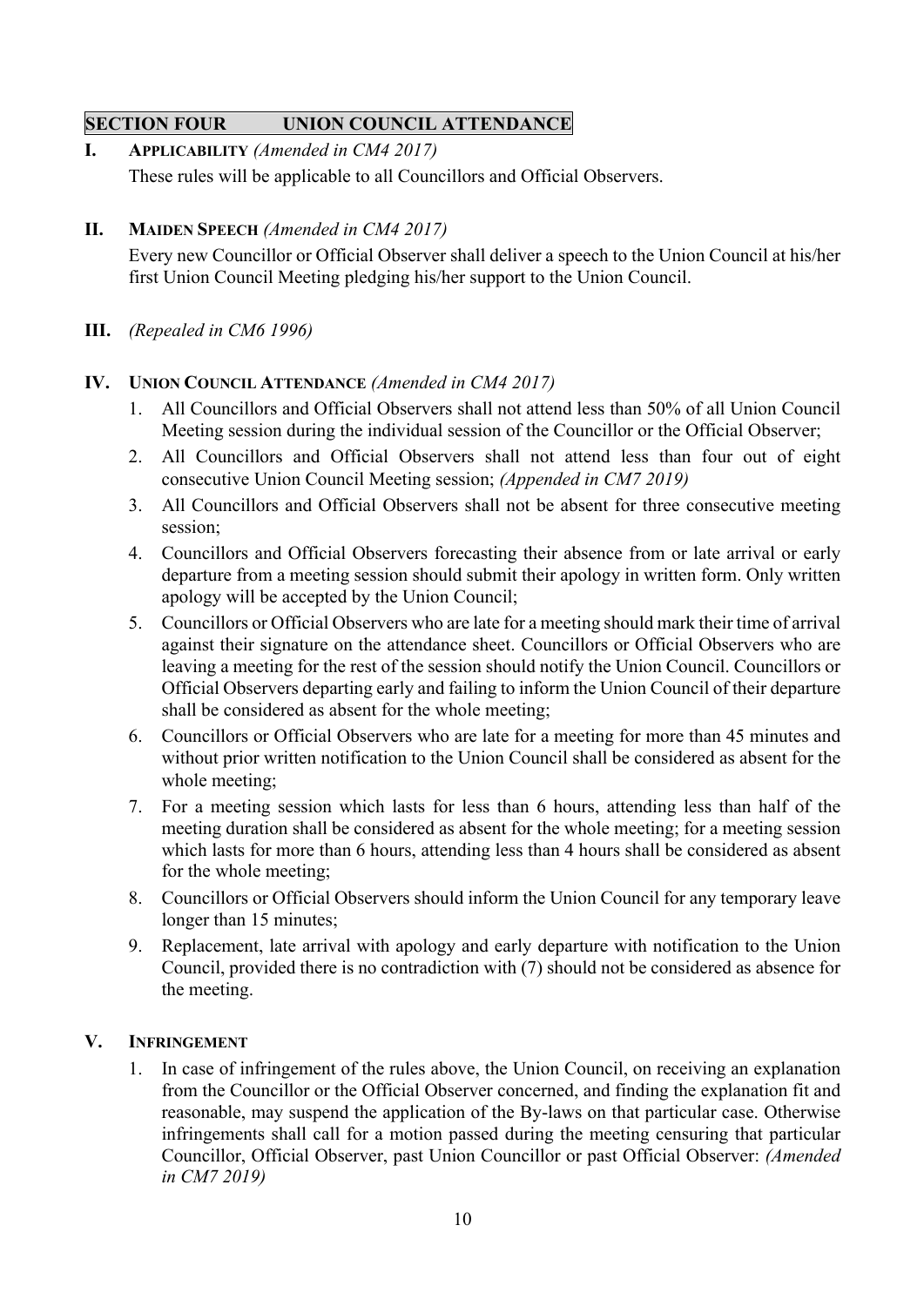## SECTION FOUR UNION COUNCIL ATTENDANCE

**I. APPLICABILITY** *(Amended in CM4 2017)*

These rules will be applicable to all Councillors and Official Observers.

**II. MAIDEN SPEECH** *(Amended in CM4 2017)*

Every new Councillor or Official Observer shall deliver a speech to the Union Council at his/her first Union Council Meeting pledging his/her support to the Union Council.

**III.** *(Repealed in CM6 1996)*

**IV. UNION COUNCIL ATTENDANCE** *(Amended in CM4 2017)*

1. All Councillors and Official Observers shall not attend less than 50% of all Union Council Meeting session during the individual session of the Councillor or the Official Observer;
2. All Councillors and Official Observers shall not attend less than four out of eight consecutive Union Council Meeting session; *(Appended in CM7 2019)*
3. All Councillors and Official Observers shall not be absent for three consecutive meeting session;
4. Councillors and Official Observers forecasting their absence from or late arrival or early departure from a meeting session should submit their apology in written form. Only written apology will be accepted by the Union Council;
5. Councillors or Official Observers who are late for a meeting should mark their time of arrival against their signature on the attendance sheet. Councillors or Official Observers who are leaving a meeting for the rest of the session should notify the Union Council. Councillors or Official Observers departing early and failing to inform the Union Council of their departure shall be considered as absent for the whole meeting;
6. Councillors or Official Observers who are late for a meeting for more than 45 minutes and without prior written notification to the Union Council shall be considered as absent for the whole meeting;
7. For a meeting session which lasts for less than 6 hours, attending less than half of the meeting duration shall be considered as absent for the whole meeting; for a meeting session which lasts for more than 6 hours, attending less than 4 hours shall be considered as absent for the whole meeting;
8. Councillors or Official Observers should inform the Union Council for any temporary leave longer than 15 minutes;
9. Replacement, late arrival with apology and early departure with notification to the Union Council, provided there is no contradiction with (7) should not be considered as absence for the meeting.

**V. INFRINGEMENT**

1. In case of infringement of the rules above, the Union Council, on receiving an explanation from the Councillor or the Official Observer concerned, and finding the explanation fit and reasonable, may suspend the application of the By-laws on that particular case. Otherwise infringements shall call for a motion passed during the meeting censuring that particular Councillor, Official Observer, past Union Councillor or past Official Observer: *(Amended in CM7 2019)*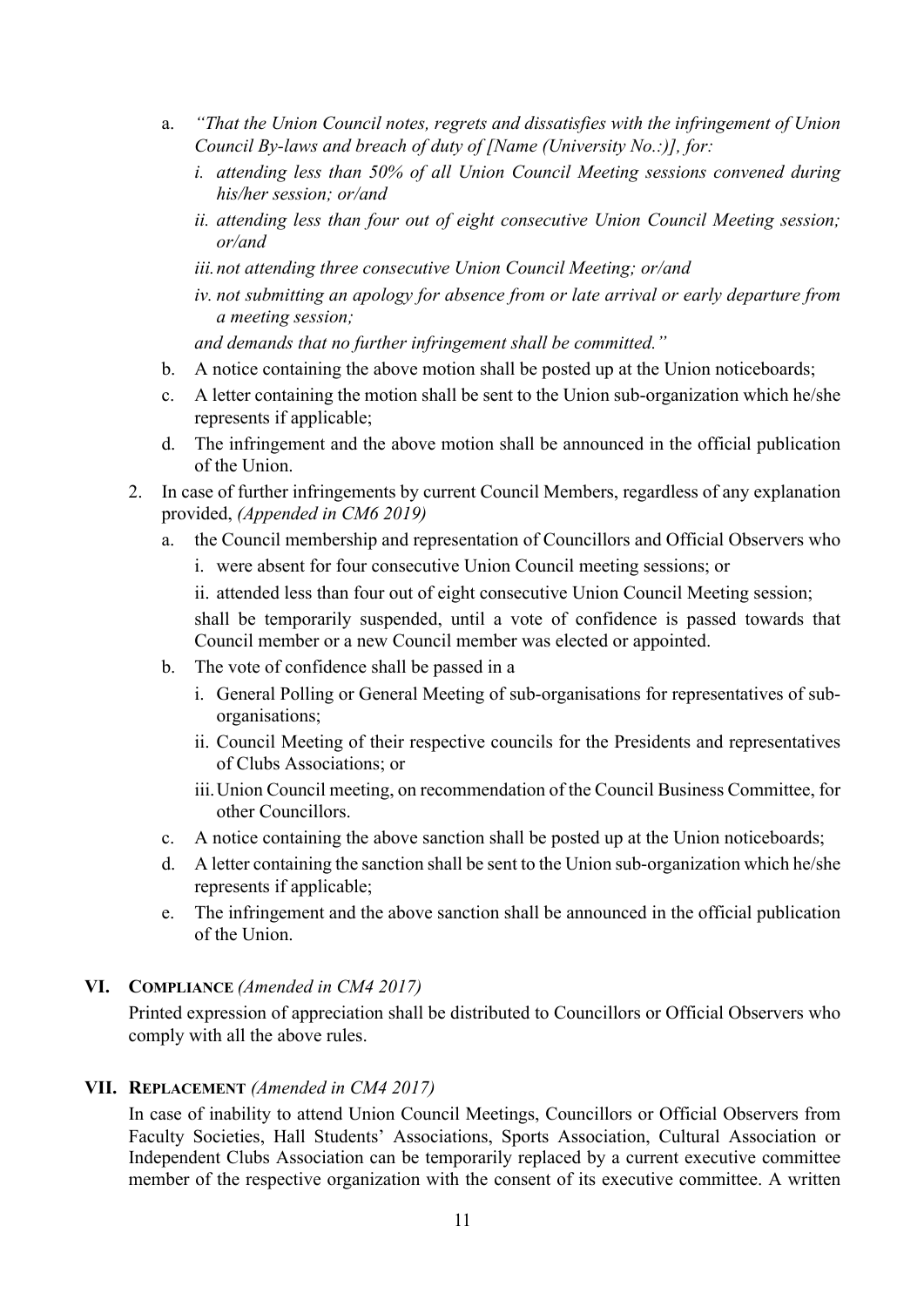a. *"That the Union Council notes, regrets and dissatisfies with the infringement of Union Council By-laws and breach of duty of [Name (University No.:)], for:*
   - *i. attending less than 50% of all Union Council Meeting sessions convened during his/her session; or/and*
   - *ii. attending less than four out of eight consecutive Union Council Meeting session; or/and*
   - *iii. not attending three consecutive Union Council Meeting; or/and*
   - *iv. not submitting an apology for absence from or late arrival or early departure from a meeting session;*

   *and demands that no further infringement shall be committed."*

b. A notice containing the above motion shall be posted up at the Union noticeboards;

c. A letter containing the motion shall be sent to the Union sub-organization which he/she represents if applicable;

d. The infringement and the above motion shall be announced in the official publication of the Union.

2. In case of further infringements by current Council Members, regardless of any explanation provided, *(Appended in CM6 2019)*
   a. the Council membership and representation of Councillors and Official Observers who
      - i. were absent for four consecutive Union Council meeting sessions; or
      - ii. attended less than four out of eight consecutive Union Council Meeting session;

      shall be temporarily suspended, until a vote of confidence is passed towards that Council member or a new Council member was elected or appointed.
   b. The vote of confidence shall be passed in a
      - i. General Polling or General Meeting of sub-organisations for representatives of sub-organisations;
      - ii. Council Meeting of their respective councils for the Presidents and representatives of Clubs Associations; or
      - iii. Union Council meeting, on recommendation of the Council Business Committee, for other Councillors.
   c. A notice containing the above sanction shall be posted up at the Union noticeboards;
   d. A letter containing the sanction shall be sent to the Union sub-organization which he/she represents if applicable;
   e. The infringement and the above sanction shall be announced in the official publication of the Union.

## VI. Compliance *(Amended in CM4 2017)*

Printed expression of appreciation shall be distributed to Councillors or Official Observers who comply with all the above rules.

## VII. Replacement *(Amended in CM4 2017)*

In case of inability to attend Union Council Meetings, Councillors or Official Observers from Faculty Societies, Hall Students' Associations, Sports Association, Cultural Association or Independent Clubs Association can be temporarily replaced by a current executive committee member of the respective organization with the consent of its executive committee. A written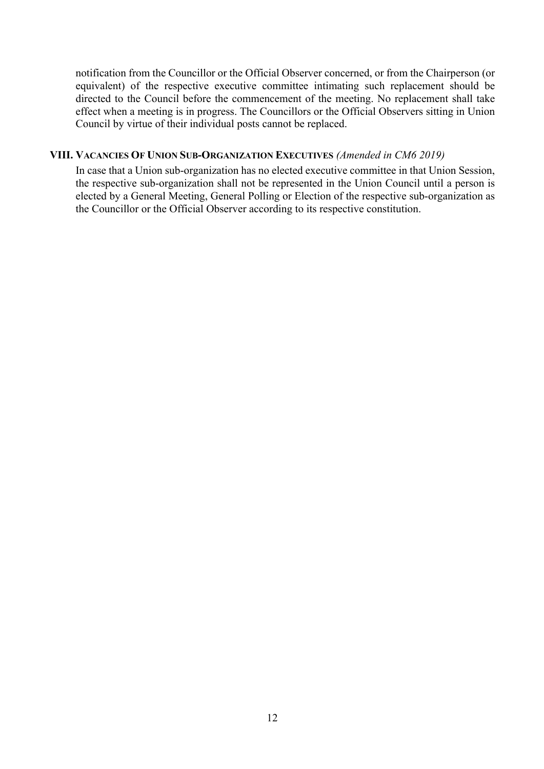notification from the Councillor or the Official Observer concerned, or from the Chairperson (or equivalent) of the respective executive committee intimating such replacement should be directed to the Council before the commencement of the meeting. No replacement shall take effect when a meeting is in progress. The Councillors or the Official Observers sitting in Union Council by virtue of their individual posts cannot be replaced.

### VIII. VACANCIES OF UNION SUB-ORGANIZATION EXECUTIVES *(Amended in CM6 2019)*

In case that a Union sub-organization has no elected executive committee in that Union Session, the respective sub-organization shall not be represented in the Union Council until a person is elected by a General Meeting, General Polling or Election of the respective sub-organization as the Councillor or the Official Observer according to its respective constitution.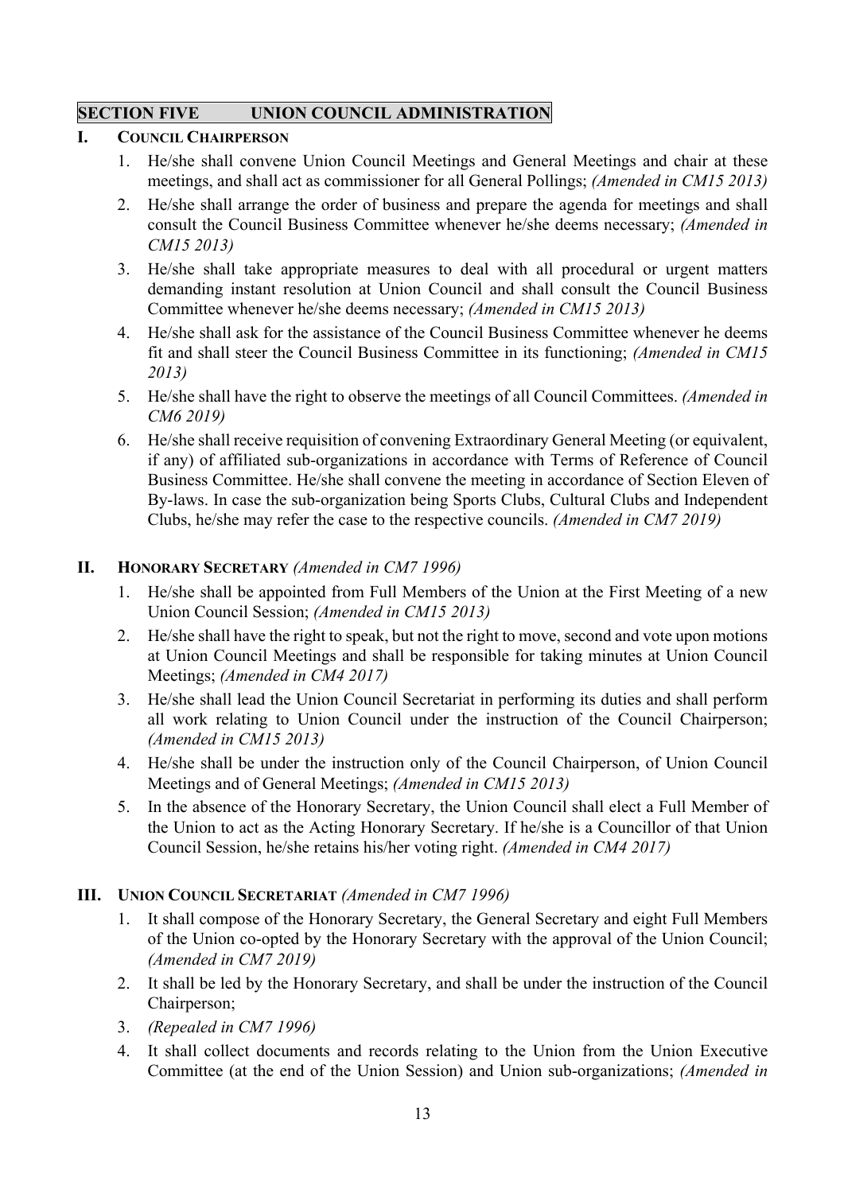## SECTION FIVE UNION COUNCIL ADMINISTRATION

### I. COUNCIL CHAIRPERSON

1. He/she shall convene Union Council Meetings and General Meetings and chair at these meetings, and shall act as commissioner for all General Pollings; *(Amended in CM15 2013)*
2. He/she shall arrange the order of business and prepare the agenda for meetings and shall consult the Council Business Committee whenever he/she deems necessary; *(Amended in CM15 2013)*
3. He/she shall take appropriate measures to deal with all procedural or urgent matters demanding instant resolution at Union Council and shall consult the Council Business Committee whenever he/she deems necessary; *(Amended in CM15 2013)*
4. He/she shall ask for the assistance of the Council Business Committee whenever he deems fit and shall steer the Council Business Committee in its functioning; *(Amended in CM15 2013)*
5. He/she shall have the right to observe the meetings of all Council Committees. *(Amended in CM6 2019)*
6. He/she shall receive requisition of convening Extraordinary General Meeting (or equivalent, if any) of affiliated sub-organizations in accordance with Terms of Reference of Council Business Committee. He/she shall convene the meeting in accordance of Section Eleven of By-laws. In case the sub-organization being Sports Clubs, Cultural Clubs and Independent Clubs, he/she may refer the case to the respective councils. *(Amended in CM7 2019)*

### II. HONORARY SECRETARY *(Amended in CM7 1996)*

1. He/she shall be appointed from Full Members of the Union at the First Meeting of a new Union Council Session; *(Amended in CM15 2013)*
2. He/she shall have the right to speak, but not the right to move, second and vote upon motions at Union Council Meetings and shall be responsible for taking minutes at Union Council Meetings; *(Amended in CM4 2017)*
3. He/she shall lead the Union Council Secretariat in performing its duties and shall perform all work relating to Union Council under the instruction of the Council Chairperson; *(Amended in CM15 2013)*
4. He/she shall be under the instruction only of the Council Chairperson, of Union Council Meetings and of General Meetings; *(Amended in CM15 2013)*
5. In the absence of the Honorary Secretary, the Union Council shall elect a Full Member of the Union to act as the Acting Honorary Secretary. If he/she is a Councillor of that Union Council Session, he/she retains his/her voting right. *(Amended in CM4 2017)*

### III. UNION COUNCIL SECRETARIAT *(Amended in CM7 1996)*

1. It shall compose of the Honorary Secretary, the General Secretary and eight Full Members of the Union co-opted by the Honorary Secretary with the approval of the Union Council; *(Amended in CM7 2019)*
2. It shall be led by the Honorary Secretary, and shall be under the instruction of the Council Chairperson;
3. *(Repealed in CM7 1996)*
4. It shall collect documents and records relating to the Union from the Union Executive Committee (at the end of the Union Session) and Union sub-organizations; *(Amended in*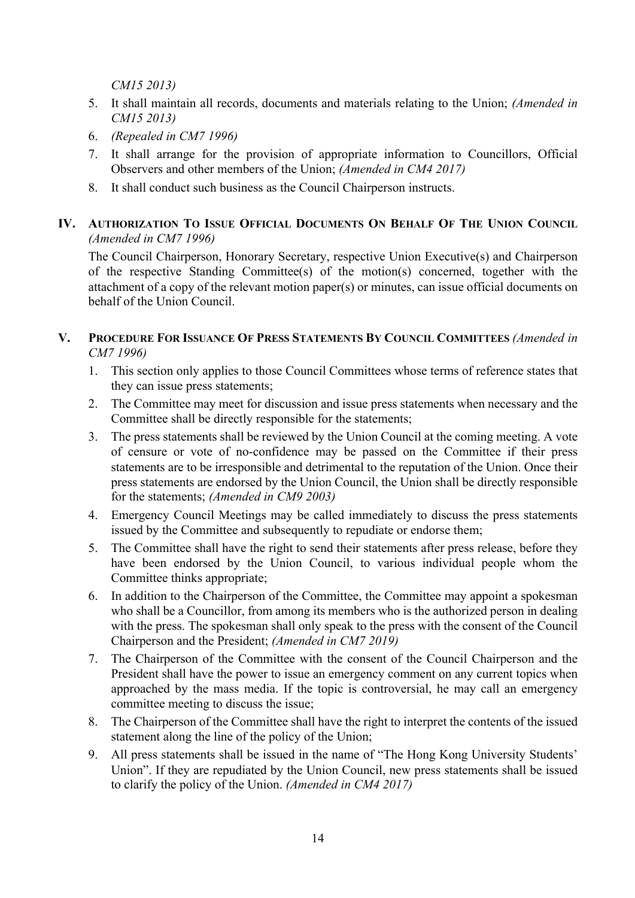*CM15 2013)*

5. It shall maintain all records, documents and materials relating to the Union; *(Amended in CM15 2013)*
6. *(Repealed in CM7 1996)*
7. It shall arrange for the provision of appropriate information to Councillors, Official Observers and other members of the Union; *(Amended in CM4 2017)*
8. It shall conduct such business as the Council Chairperson instructs.

## IV. Authorization To Issue Official Documents On Behalf Of The Union Council *(Amended in CM7 1996)*

The Council Chairperson, Honorary Secretary, respective Union Executive(s) and Chairperson of the respective Standing Committee(s) of the motion(s) concerned, together with the attachment of a copy of the relevant motion paper(s) or minutes, can issue official documents on behalf of the Union Council.

## V. Procedure For Issuance Of Press Statements By Council Committees *(Amended in CM7 1996)*

1. This section only applies to those Council Committees whose terms of reference states that they can issue press statements;
2. The Committee may meet for discussion and issue press statements when necessary and the Committee shall be directly responsible for the statements;
3. The press statements shall be reviewed by the Union Council at the coming meeting. A vote of censure or vote of no-confidence may be passed on the Committee if their press statements are to be irresponsible and detrimental to the reputation of the Union. Once their press statements are endorsed by the Union Council, the Union shall be directly responsible for the statements; *(Amended in CM9 2003)*
4. Emergency Council Meetings may be called immediately to discuss the press statements issued by the Committee and subsequently to repudiate or endorse them;
5. The Committee shall have the right to send their statements after press release, before they have been endorsed by the Union Council, to various individual people whom the Committee thinks appropriate;
6. In addition to the Chairperson of the Committee, the Committee may appoint a spokesman who shall be a Councillor, from among its members who is the authorized person in dealing with the press. The spokesman shall only speak to the press with the consent of the Council Chairperson and the President; *(Amended in CM7 2019)*
7. The Chairperson of the Committee with the consent of the Council Chairperson and the President shall have the power to issue an emergency comment on any current topics when approached by the mass media. If the topic is controversial, he may call an emergency committee meeting to discuss the issue;
8. The Chairperson of the Committee shall have the right to interpret the contents of the issued statement along the line of the policy of the Union;
9. All press statements shall be issued in the name of "The Hong Kong University Students' Union". If they are repudiated by the Union Council, new press statements shall be issued to clarify the policy of the Union. *(Amended in CM4 2017)*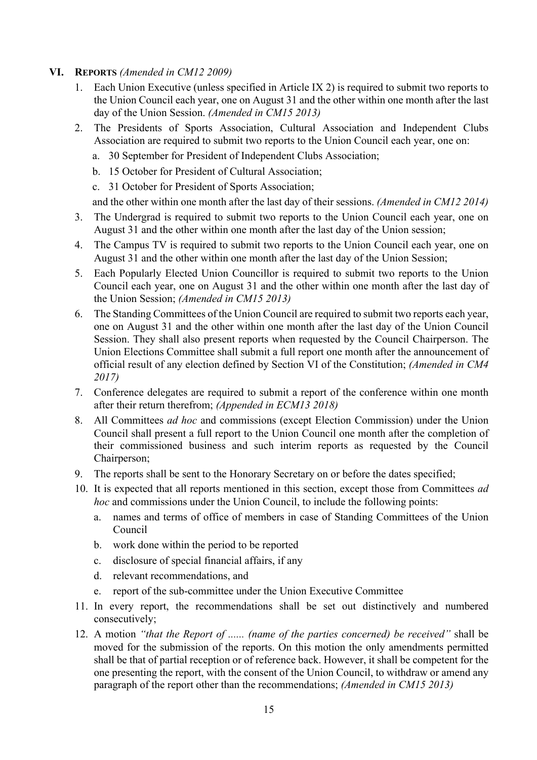## VI. REPORTS *(Amended in CM12 2009)*

1. Each Union Executive (unless specified in Article IX 2) is required to submit two reports to the Union Council each year, one on August 31 and the other within one month after the last day of the Union Session. *(Amended in CM15 2013)*
2. The Presidents of Sports Association, Cultural Association and Independent Clubs Association are required to submit two reports to the Union Council each year, one on:
   a. 30 September for President of Independent Clubs Association;
   b. 15 October for President of Cultural Association;
   c. 31 October for President of Sports Association;

   and the other within one month after the last day of their sessions. *(Amended in CM12 2014)*
3. The Undergrad is required to submit two reports to the Union Council each year, one on August 31 and the other within one month after the last day of the Union session;
4. The Campus TV is required to submit two reports to the Union Council each year, one on August 31 and the other within one month after the last day of the Union Session;
5. Each Popularly Elected Union Councillor is required to submit two reports to the Union Council each year, one on August 31 and the other within one month after the last day of the Union Session; *(Amended in CM15 2013)*
6. The Standing Committees of the Union Council are required to submit two reports each year, one on August 31 and the other within one month after the last day of the Union Council Session. They shall also present reports when requested by the Council Chairperson. The Union Elections Committee shall submit a full report one month after the announcement of official result of any election defined by Section VI of the Constitution; *(Amended in CM4 2017)*
7. Conference delegates are required to submit a report of the conference within one month after their return therefrom; *(Appended in ECM13 2018)*
8. All Committees *ad hoc* and commissions (except Election Commission) under the Union Council shall present a full report to the Union Council one month after the completion of their commissioned business and such interim reports as requested by the Council Chairperson;
9. The reports shall be sent to the Honorary Secretary on or before the dates specified;
10. It is expected that all reports mentioned in this section, except those from Committees *ad hoc* and commissions under the Union Council, to include the following points:
    a. names and terms of office of members in case of Standing Committees of the Union Council
    b. work done within the period to be reported
    c. disclosure of special financial affairs, if any
    d. relevant recommendations, and
    e. report of the sub-committee under the Union Executive Committee
11. In every report, the recommendations shall be set out distinctively and numbered consecutively;
12. A motion *"that the Report of ...... (name of the parties concerned) be received"* shall be moved for the submission of the reports. On this motion the only amendments permitted shall be that of partial reception or of reference back. However, it shall be competent for the one presenting the report, with the consent of the Union Council, to withdraw or amend any paragraph of the report other than the recommendations; *(Amended in CM15 2013)*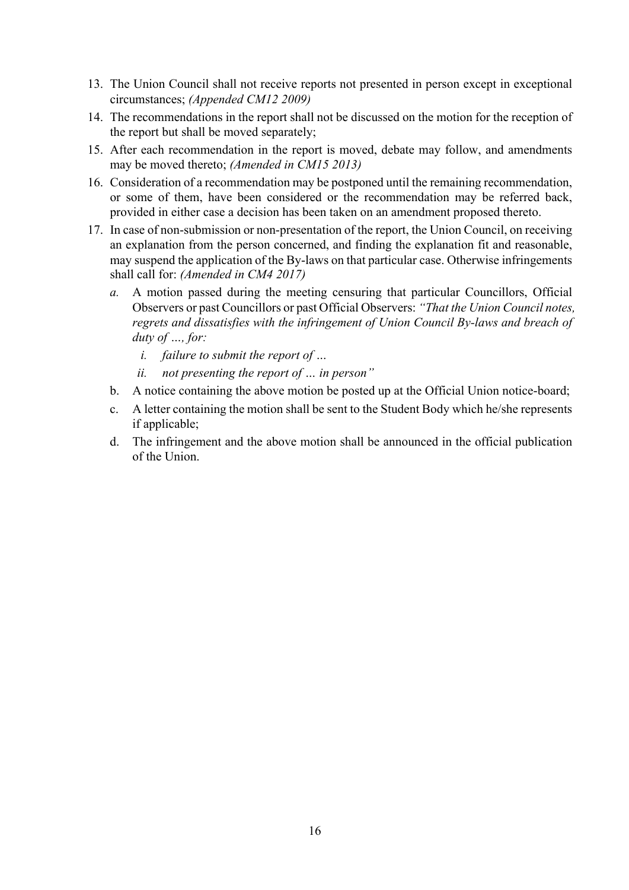13. The Union Council shall not receive reports not presented in person except in exceptional circumstances; *(Appended CM12 2009)*
14. The recommendations in the report shall not be discussed on the motion for the reception of the report but shall be moved separately;
15. After each recommendation in the report is moved, debate may follow, and amendments may be moved thereto; *(Amended in CM15 2013)*
16. Consideration of a recommendation may be postponed until the remaining recommendation, or some of them, have been considered or the recommendation may be referred back, provided in either case a decision has been taken on an amendment proposed thereto.
17. In case of non-submission or non-presentation of the report, the Union Council, on receiving an explanation from the person concerned, and finding the explanation fit and reasonable, may suspend the application of the By-laws on that particular case. Otherwise infringements shall call for: *(Amended in CM4 2017)*
    *a.* A motion passed during the meeting censuring that particular Councillors, Official Observers or past Councillors or past Official Observers: *"That the Union Council notes, regrets and dissatisfies with the infringement of Union Council By-laws and breach of duty of …, for:*
        *i.* *failure to submit the report of …*
        *ii.* *not presenting the report of … in person"*
    b. A notice containing the above motion be posted up at the Official Union notice-board;
    c. A letter containing the motion shall be sent to the Student Body which he/she represents if applicable;
    d. The infringement and the above motion shall be announced in the official publication of the Union.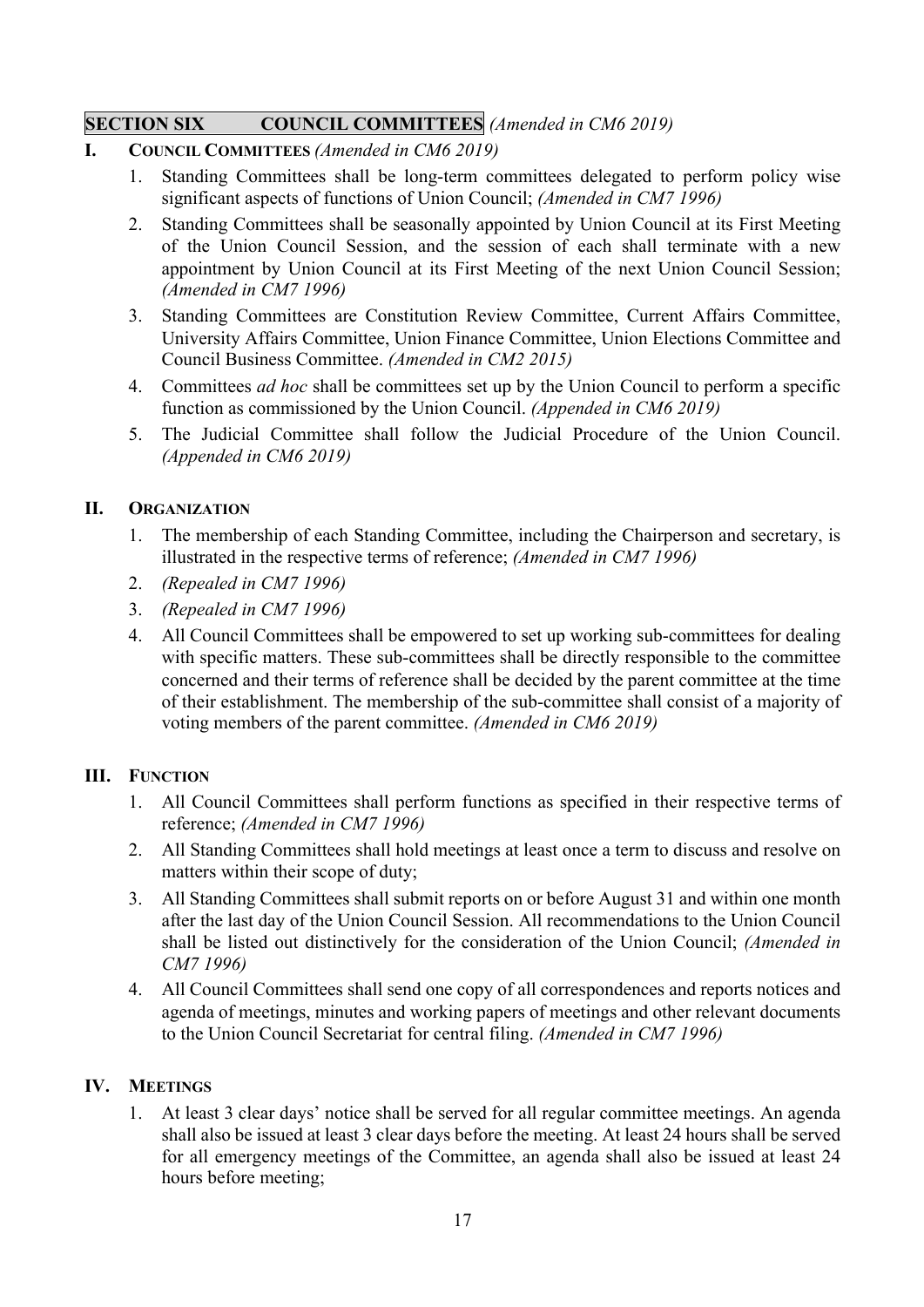## SECTION SIX COUNCIL COMMITTEES *(Amended in CM6 2019)*

### I. COUNCIL COMMITTEES *(Amended in CM6 2019)*

1. Standing Committees shall be long-term committees delegated to perform policy wise significant aspects of functions of Union Council; *(Amended in CM7 1996)*
2. Standing Committees shall be seasonally appointed by Union Council at its First Meeting of the Union Council Session, and the session of each shall terminate with a new appointment by Union Council at its First Meeting of the next Union Council Session; *(Amended in CM7 1996)*
3. Standing Committees are Constitution Review Committee, Current Affairs Committee, University Affairs Committee, Union Finance Committee, Union Elections Committee and Council Business Committee. *(Amended in CM2 2015)*
4. Committees *ad hoc* shall be committees set up by the Union Council to perform a specific function as commissioned by the Union Council. *(Appended in CM6 2019)*
5. The Judicial Committee shall follow the Judicial Procedure of the Union Council. *(Appended in CM6 2019)*

### II. ORGANIZATION

1. The membership of each Standing Committee, including the Chairperson and secretary, is illustrated in the respective terms of reference; *(Amended in CM7 1996)*
2. *(Repealed in CM7 1996)*
3. *(Repealed in CM7 1996)*
4. All Council Committees shall be empowered to set up working sub-committees for dealing with specific matters. These sub-committees shall be directly responsible to the committee concerned and their terms of reference shall be decided by the parent committee at the time of their establishment. The membership of the sub-committee shall consist of a majority of voting members of the parent committee. *(Amended in CM6 2019)*

### III. FUNCTION

1. All Council Committees shall perform functions as specified in their respective terms of reference; *(Amended in CM7 1996)*
2. All Standing Committees shall hold meetings at least once a term to discuss and resolve on matters within their scope of duty;
3. All Standing Committees shall submit reports on or before August 31 and within one month after the last day of the Union Council Session. All recommendations to the Union Council shall be listed out distinctively for the consideration of the Union Council; *(Amended in CM7 1996)*
4. All Council Committees shall send one copy of all correspondences and reports notices and agenda of meetings, minutes and working papers of meetings and other relevant documents to the Union Council Secretariat for central filing. *(Amended in CM7 1996)*

### IV. MEETINGS

1. At least 3 clear days' notice shall be served for all regular committee meetings. An agenda shall also be issued at least 3 clear days before the meeting. At least 24 hours shall be served for all emergency meetings of the Committee, an agenda shall also be issued at least 24 hours before meeting;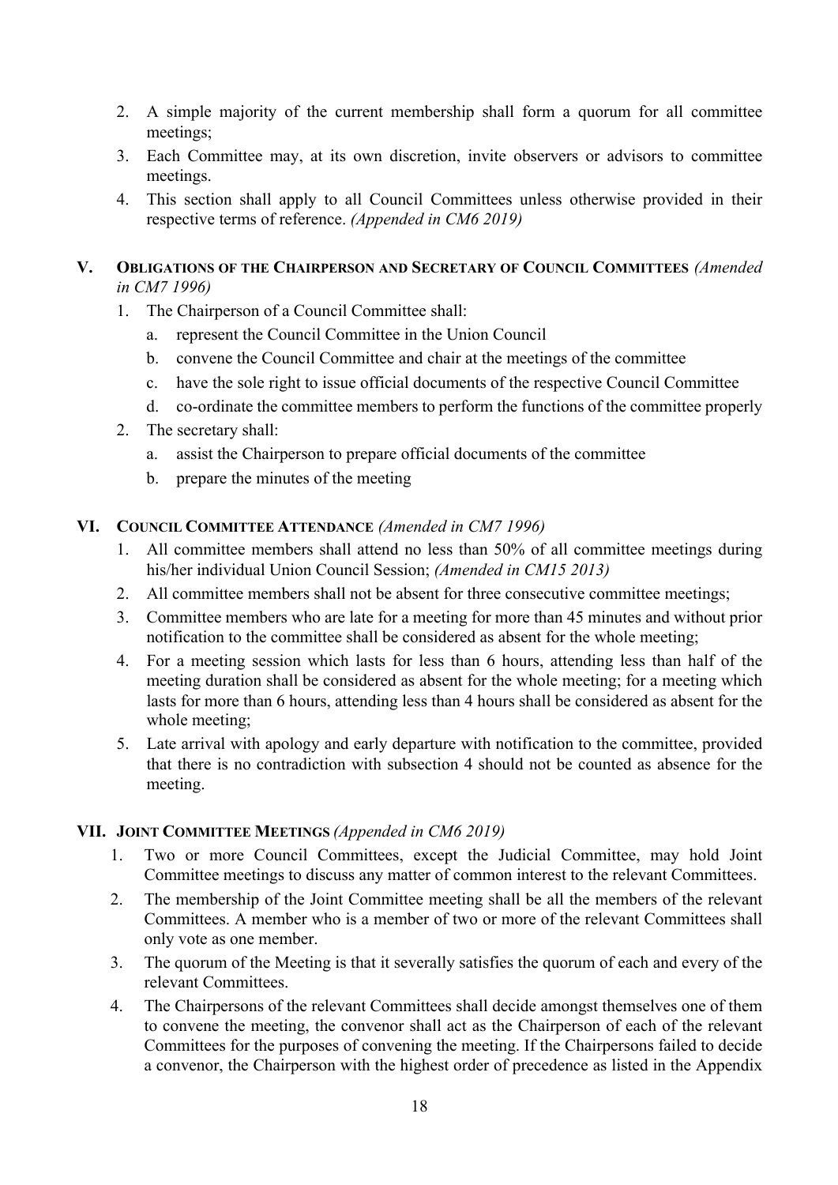2. A simple majority of the current membership shall form a quorum for all committee meetings;
3. Each Committee may, at its own discretion, invite observers or advisors to committee meetings.
4. This section shall apply to all Council Committees unless otherwise provided in their respective terms of reference. *(Appended in CM6 2019)*

## V. Obligations of the Chairperson and Secretary of Council Committees *(Amended in CM7 1996)*

1. The Chairperson of a Council Committee shall:
   a. represent the Council Committee in the Union Council
   b. convene the Council Committee and chair at the meetings of the committee
   c. have the sole right to issue official documents of the respective Council Committee
   d. co-ordinate the committee members to perform the functions of the committee properly
2. The secretary shall:
   a. assist the Chairperson to prepare official documents of the committee
   b. prepare the minutes of the meeting

## VI. Council Committee Attendance *(Amended in CM7 1996)*

1. All committee members shall attend no less than 50% of all committee meetings during his/her individual Union Council Session; *(Amended in CM15 2013)*
2. All committee members shall not be absent for three consecutive committee meetings;
3. Committee members who are late for a meeting for more than 45 minutes and without prior notification to the committee shall be considered as absent for the whole meeting;
4. For a meeting session which lasts for less than 6 hours, attending less than half of the meeting duration shall be considered as absent for the whole meeting; for a meeting which lasts for more than 6 hours, attending less than 4 hours shall be considered as absent for the whole meeting;
5. Late arrival with apology and early departure with notification to the committee, provided that there is no contradiction with subsection 4 should not be counted as absence for the meeting.

## VII. Joint Committee Meetings *(Appended in CM6 2019)*

1. Two or more Council Committees, except the Judicial Committee, may hold Joint Committee meetings to discuss any matter of common interest to the relevant Committees.
2. The membership of the Joint Committee meeting shall be all the members of the relevant Committees. A member who is a member of two or more of the relevant Committees shall only vote as one member.
3. The quorum of the Meeting is that it severally satisfies the quorum of each and every of the relevant Committees.
4. The Chairpersons of the relevant Committees shall decide amongst themselves one of them to convene the meeting, the convenor shall act as the Chairperson of each of the relevant Committees for the purposes of convening the meeting. If the Chairpersons failed to decide a convenor, the Chairperson with the highest order of precedence as listed in the Appendix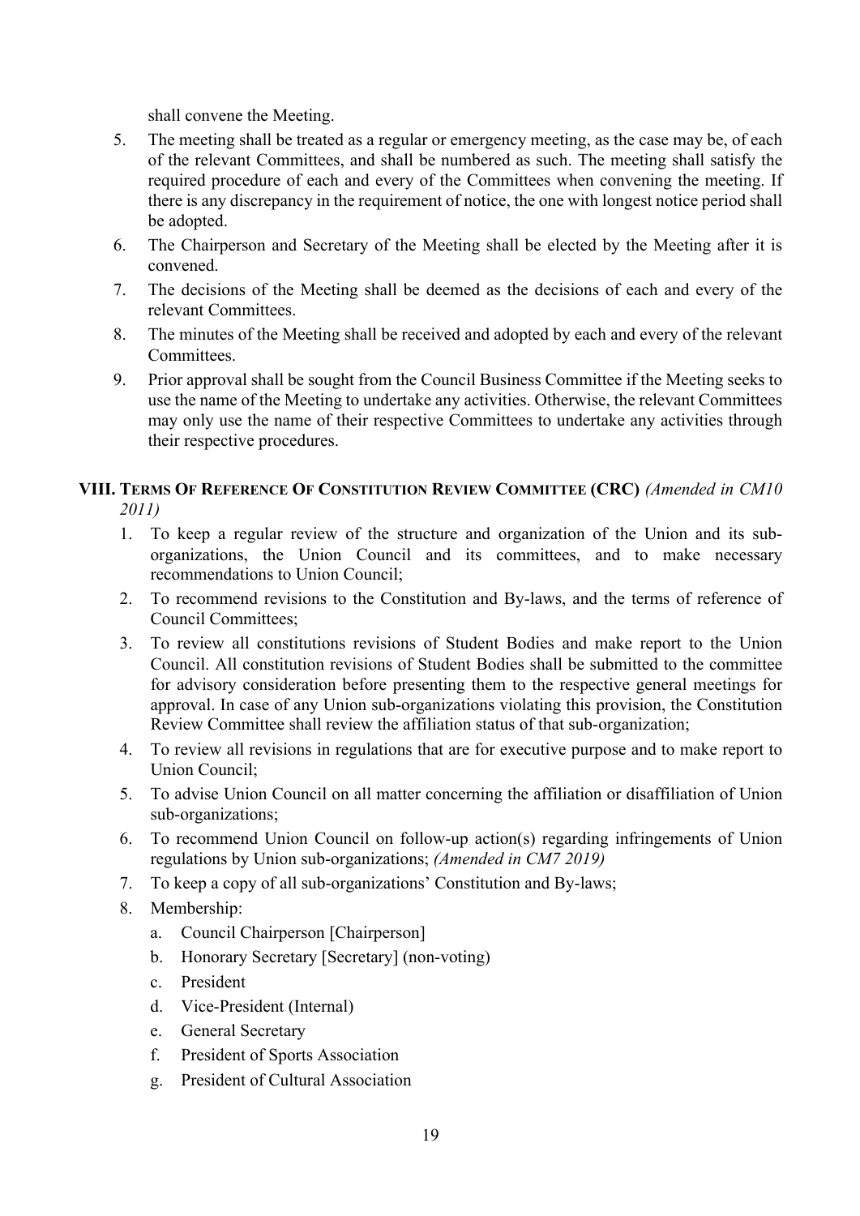shall convene the Meeting.

5. The meeting shall be treated as a regular or emergency meeting, as the case may be, of each of the relevant Committees, and shall be numbered as such. The meeting shall satisfy the required procedure of each and every of the Committees when convening the meeting. If there is any discrepancy in the requirement of notice, the one with longest notice period shall be adopted.
6. The Chairperson and Secretary of the Meeting shall be elected by the Meeting after it is convened.
7. The decisions of the Meeting shall be deemed as the decisions of each and every of the relevant Committees.
8. The minutes of the Meeting shall be received and adopted by each and every of the relevant Committees.
9. Prior approval shall be sought from the Council Business Committee if the Meeting seeks to use the name of the Meeting to undertake any activities. Otherwise, the relevant Committees may only use the name of their respective Committees to undertake any activities through their respective procedures.

### VIII. Terms Of Reference Of Constitution Review Committee (CRC) *(Amended in CM10 2011)*

1. To keep a regular review of the structure and organization of the Union and its sub-organizations, the Union Council and its committees, and to make necessary recommendations to Union Council;
2. To recommend revisions to the Constitution and By-laws, and the terms of reference of Council Committees;
3. To review all constitutions revisions of Student Bodies and make report to the Union Council. All constitution revisions of Student Bodies shall be submitted to the committee for advisory consideration before presenting them to the respective general meetings for approval. In case of any Union sub-organizations violating this provision, the Constitution Review Committee shall review the affiliation status of that sub-organization;
4. To review all revisions in regulations that are for executive purpose and to make report to Union Council;
5. To advise Union Council on all matter concerning the affiliation or disaffiliation of Union sub-organizations;
6. To recommend Union Council on follow-up action(s) regarding infringements of Union regulations by Union sub-organizations; *(Amended in CM7 2019)*
7. To keep a copy of all sub-organizations' Constitution and By-laws;
8. Membership:
   a. Council Chairperson [Chairperson]
   b. Honorary Secretary [Secretary] (non-voting)
   c. President
   d. Vice-President (Internal)
   e. General Secretary
   f. President of Sports Association
   g. President of Cultural Association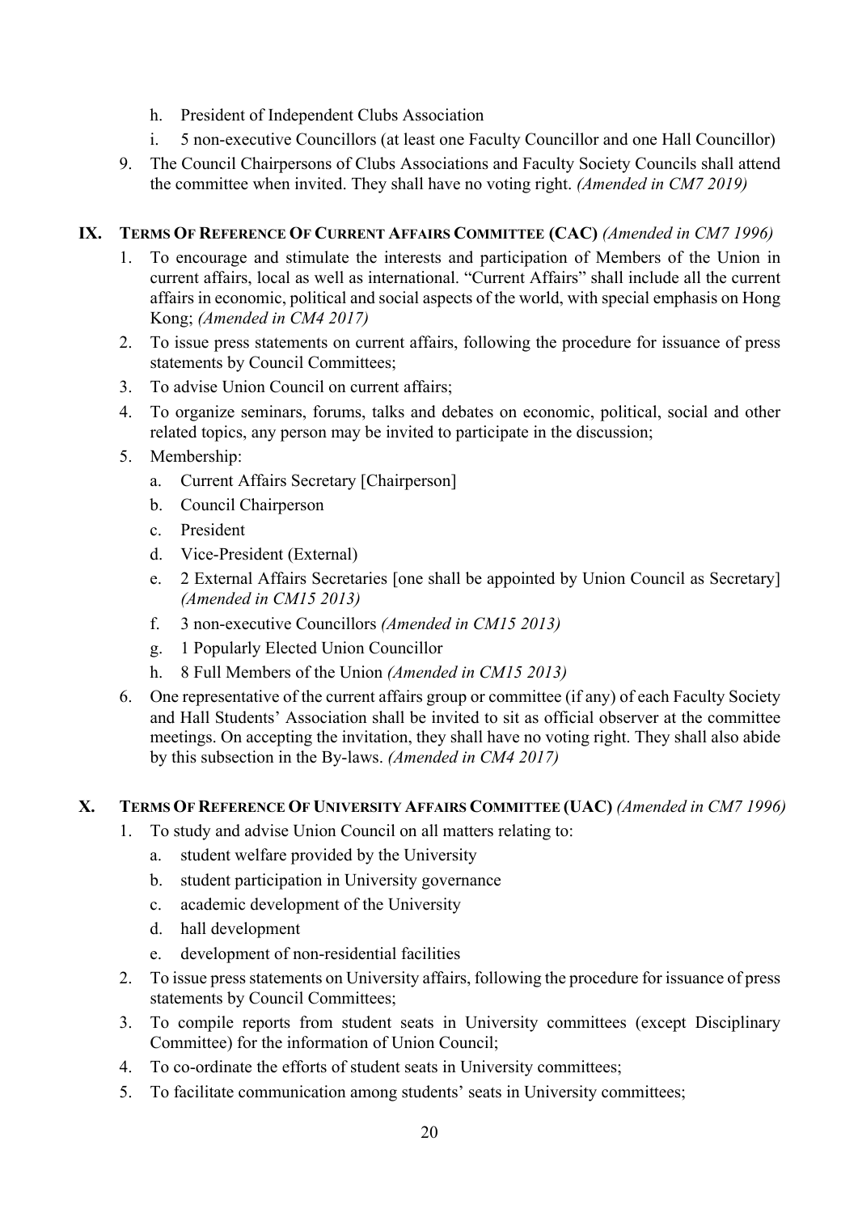h. President of Independent Clubs Association
   i. 5 non-executive Councillors (at least one Faculty Councillor and one Hall Councillor)

9. The Council Chairpersons of Clubs Associations and Faculty Society Councils shall attend the committee when invited. They shall have no voting right. *(Amended in CM7 2019)*

## IX. TERMS OF REFERENCE OF CURRENT AFFAIRS COMMITTEE (CAC) *(Amended in CM7 1996)*

1. To encourage and stimulate the interests and participation of Members of the Union in current affairs, local as well as international. "Current Affairs" shall include all the current affairs in economic, political and social aspects of the world, with special emphasis on Hong Kong; *(Amended in CM4 2017)*
2. To issue press statements on current affairs, following the procedure for issuance of press statements by Council Committees;
3. To advise Union Council on current affairs;
4. To organize seminars, forums, talks and debates on economic, political, social and other related topics, any person may be invited to participate in the discussion;
5. Membership:
   a. Current Affairs Secretary [Chairperson]
   b. Council Chairperson
   c. President
   d. Vice-President (External)
   e. 2 External Affairs Secretaries [one shall be appointed by Union Council as Secretary] *(Amended in CM15 2013)*
   f. 3 non-executive Councillors *(Amended in CM15 2013)*
   g. 1 Popularly Elected Union Councillor
   h. 8 Full Members of the Union *(Amended in CM15 2013)*
6. One representative of the current affairs group or committee (if any) of each Faculty Society and Hall Students' Association shall be invited to sit as official observer at the committee meetings. On accepting the invitation, they shall have no voting right. They shall also abide by this subsection in the By-laws. *(Amended in CM4 2017)*

## X. TERMS OF REFERENCE OF UNIVERSITY AFFAIRS COMMITTEE (UAC) *(Amended in CM7 1996)*

1. To study and advise Union Council on all matters relating to:
   a. student welfare provided by the University
   b. student participation in University governance
   c. academic development of the University
   d. hall development
   e. development of non-residential facilities
2. To issue press statements on University affairs, following the procedure for issuance of press statements by Council Committees;
3. To compile reports from student seats in University committees (except Disciplinary Committee) for the information of Union Council;
4. To co-ordinate the efforts of student seats in University committees;
5. To facilitate communication among students' seats in University committees;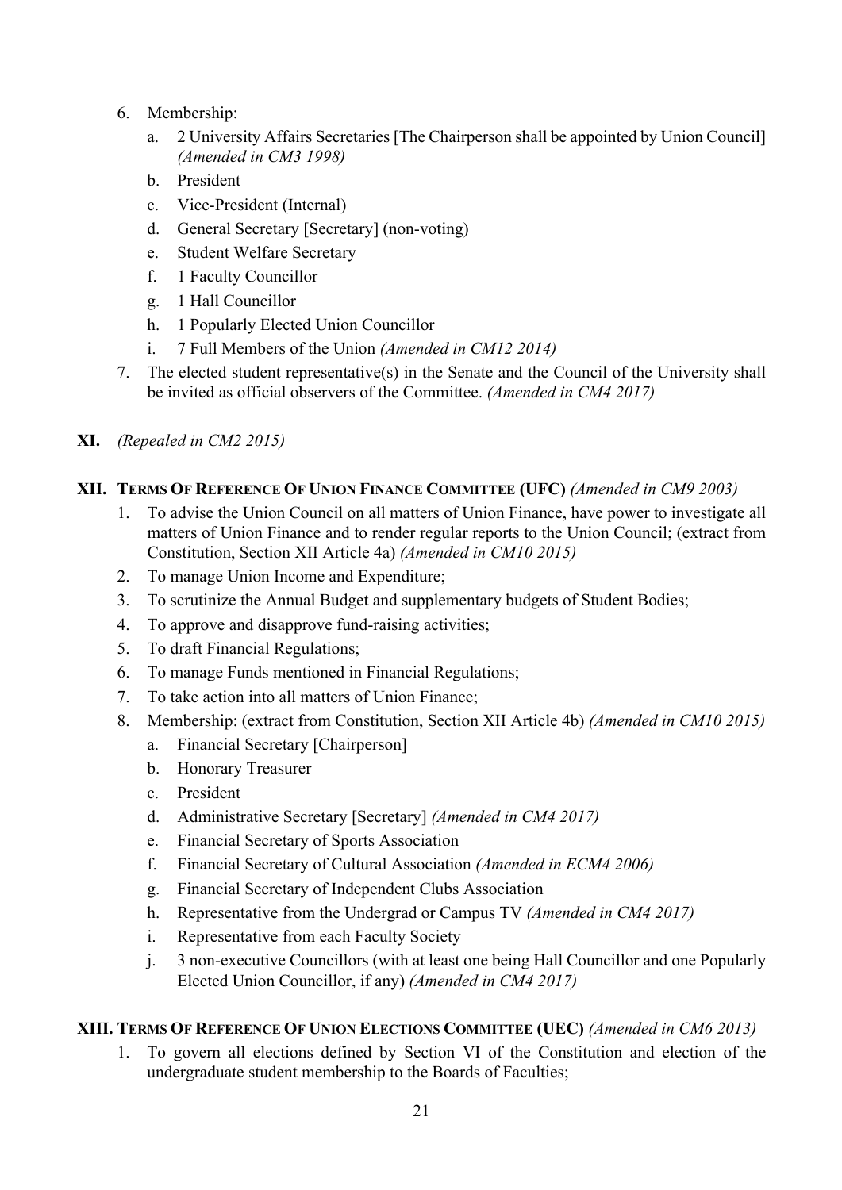6. Membership:
    a. 2 University Affairs Secretaries [The Chairperson shall be appointed by Union Council] *(Amended in CM3 1998)*
    b. President
    c. Vice-President (Internal)
    d. General Secretary [Secretary] (non-voting)
    e. Student Welfare Secretary
    f. 1 Faculty Councillor
    g. 1 Hall Councillor
    h. 1 Popularly Elected Union Councillor
    i. 7 Full Members of the Union *(Amended in CM12 2014)*
7. The elected student representative(s) in the Senate and the Council of the University shall be invited as official observers of the Committee. *(Amended in CM4 2017)*

**XI.** *(Repealed in CM2 2015)*

**XII. TERMS OF REFERENCE OF UNION FINANCE COMMITTEE (UFC)** *(Amended in CM9 2003)*

1. To advise the Union Council on all matters of Union Finance, have power to investigate all matters of Union Finance and to render regular reports to the Union Council; (extract from Constitution, Section XII Article 4a) *(Amended in CM10 2015)*
2. To manage Union Income and Expenditure;
3. To scrutinize the Annual Budget and supplementary budgets of Student Bodies;
4. To approve and disapprove fund-raising activities;
5. To draft Financial Regulations;
6. To manage Funds mentioned in Financial Regulations;
7. To take action into all matters of Union Finance;
8. Membership: (extract from Constitution, Section XII Article 4b) *(Amended in CM10 2015)*
    a. Financial Secretary [Chairperson]
    b. Honorary Treasurer
    c. President
    d. Administrative Secretary [Secretary] *(Amended in CM4 2017)*
    e. Financial Secretary of Sports Association
    f. Financial Secretary of Cultural Association *(Amended in ECM4 2006)*
    g. Financial Secretary of Independent Clubs Association
    h. Representative from the Undergrad or Campus TV *(Amended in CM4 2017)*
    i. Representative from each Faculty Society
    j. 3 non-executive Councillors (with at least one being Hall Councillor and one Popularly Elected Union Councillor, if any) *(Amended in CM4 2017)*

**XIII. TERMS OF REFERENCE OF UNION ELECTIONS COMMITTEE (UEC)** *(Amended in CM6 2013)*

1. To govern all elections defined by Section VI of the Constitution and election of the undergraduate student membership to the Boards of Faculties;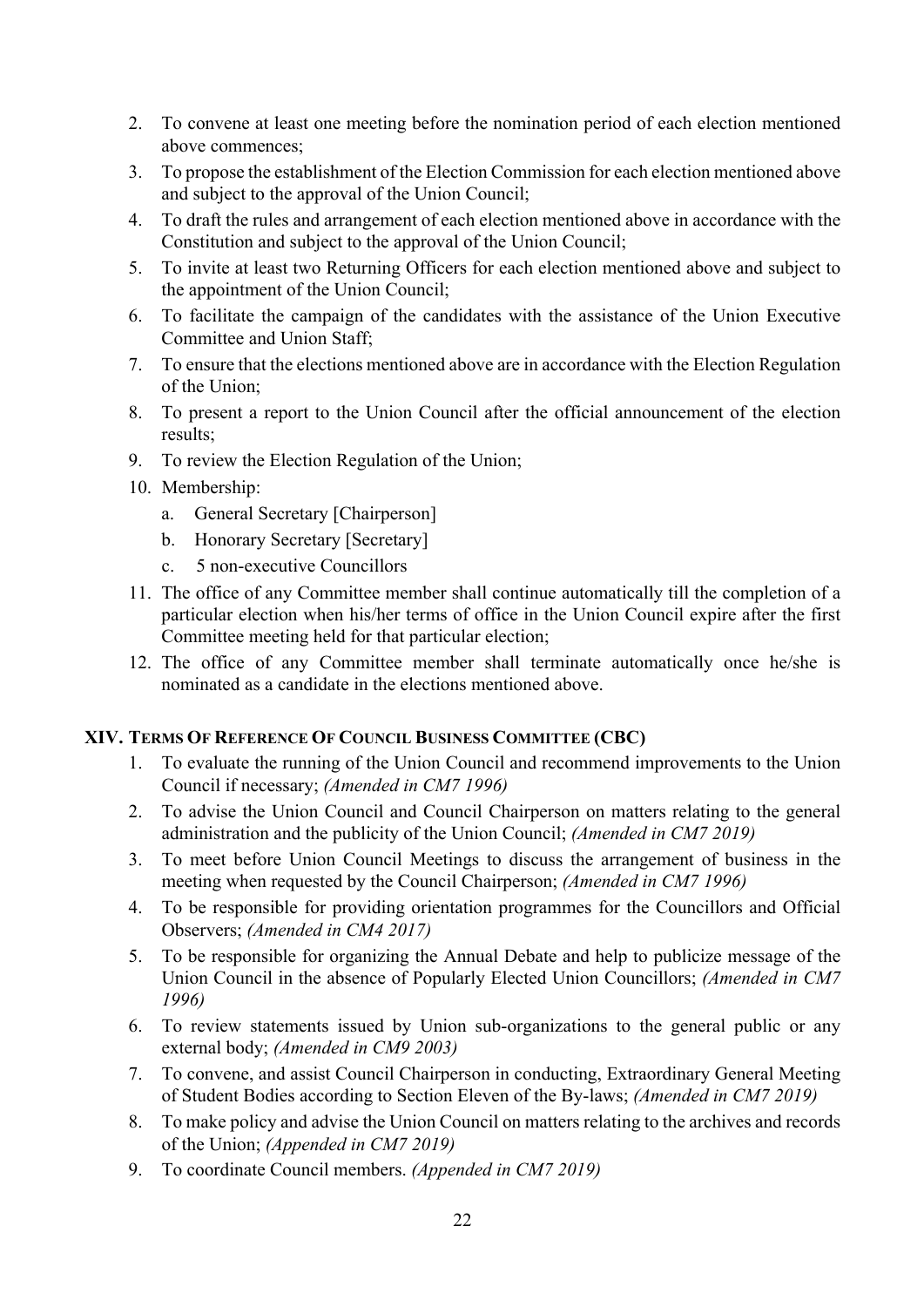2. To convene at least one meeting before the nomination period of each election mentioned above commences;
3. To propose the establishment of the Election Commission for each election mentioned above and subject to the approval of the Union Council;
4. To draft the rules and arrangement of each election mentioned above in accordance with the Constitution and subject to the approval of the Union Council;
5. To invite at least two Returning Officers for each election mentioned above and subject to the appointment of the Union Council;
6. To facilitate the campaign of the candidates with the assistance of the Union Executive Committee and Union Staff;
7. To ensure that the elections mentioned above are in accordance with the Election Regulation of the Union;
8. To present a report to the Union Council after the official announcement of the election results;
9. To review the Election Regulation of the Union;
10. Membership:
    a. General Secretary [Chairperson]
    b. Honorary Secretary [Secretary]
    c. 5 non-executive Councillors
11. The office of any Committee member shall continue automatically till the completion of a particular election when his/her terms of office in the Union Council expire after the first Committee meeting held for that particular election;
12. The office of any Committee member shall terminate automatically once he/she is nominated as a candidate in the elections mentioned above.

## XIV. TERMS OF REFERENCE OF COUNCIL BUSINESS COMMITTEE (CBC)

1. To evaluate the running of the Union Council and recommend improvements to the Union Council if necessary; *(Amended in CM7 1996)*
2. To advise the Union Council and Council Chairperson on matters relating to the general administration and the publicity of the Union Council; *(Amended in CM7 2019)*
3. To meet before Union Council Meetings to discuss the arrangement of business in the meeting when requested by the Council Chairperson; *(Amended in CM7 1996)*
4. To be responsible for providing orientation programmes for the Councillors and Official Observers; *(Amended in CM4 2017)*
5. To be responsible for organizing the Annual Debate and help to publicize message of the Union Council in the absence of Popularly Elected Union Councillors; *(Amended in CM7 1996)*
6. To review statements issued by Union sub-organizations to the general public or any external body; *(Amended in CM9 2003)*
7. To convene, and assist Council Chairperson in conducting, Extraordinary General Meeting of Student Bodies according to Section Eleven of the By-laws; *(Amended in CM7 2019)*
8. To make policy and advise the Union Council on matters relating to the archives and records of the Union; *(Appended in CM7 2019)*
9. To coordinate Council members. *(Appended in CM7 2019)*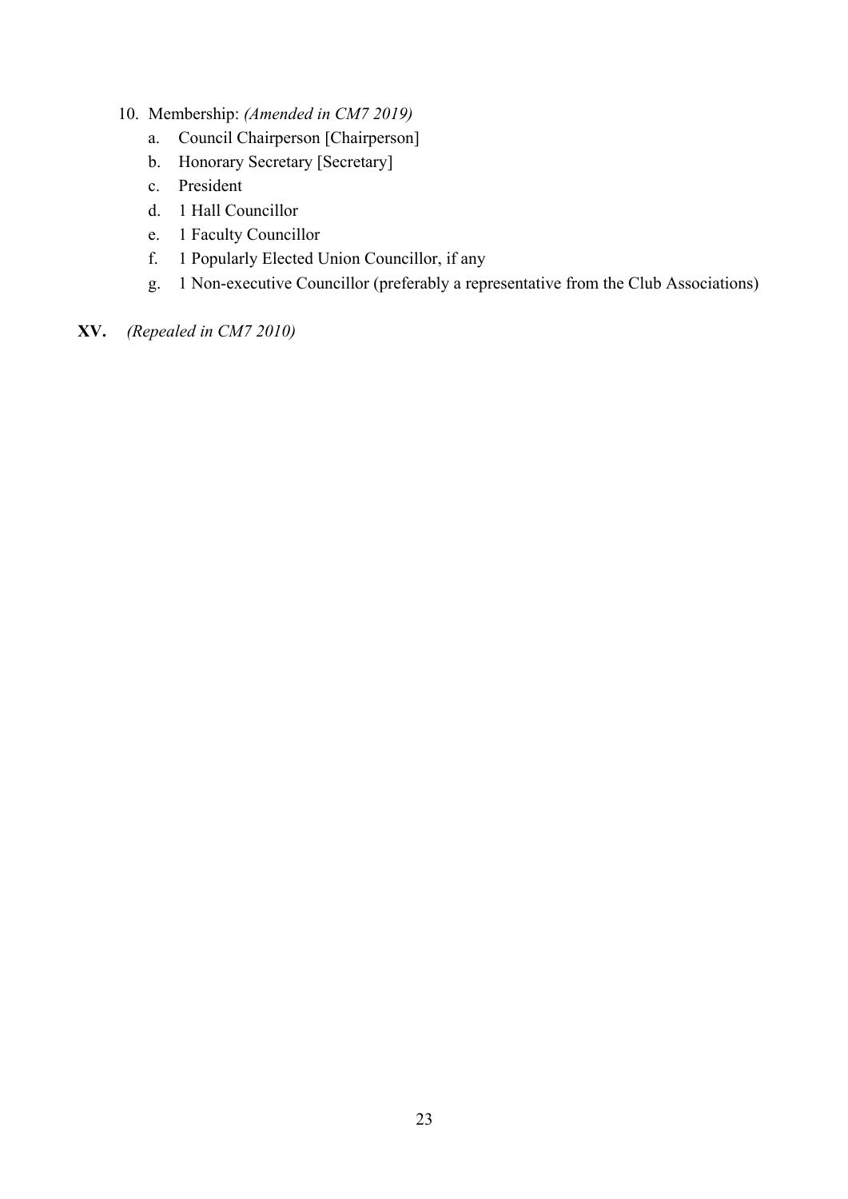10. Membership: *(Amended in CM7 2019)*
    a. Council Chairperson [Chairperson]
    b. Honorary Secretary [Secretary]
    c. President
    d. 1 Hall Councillor
    e. 1 Faculty Councillor
    f. 1 Popularly Elected Union Councillor, if any
    g. 1 Non-executive Councillor (preferably a representative from the Club Associations)

**XV.** *(Repealed in CM7 2010)*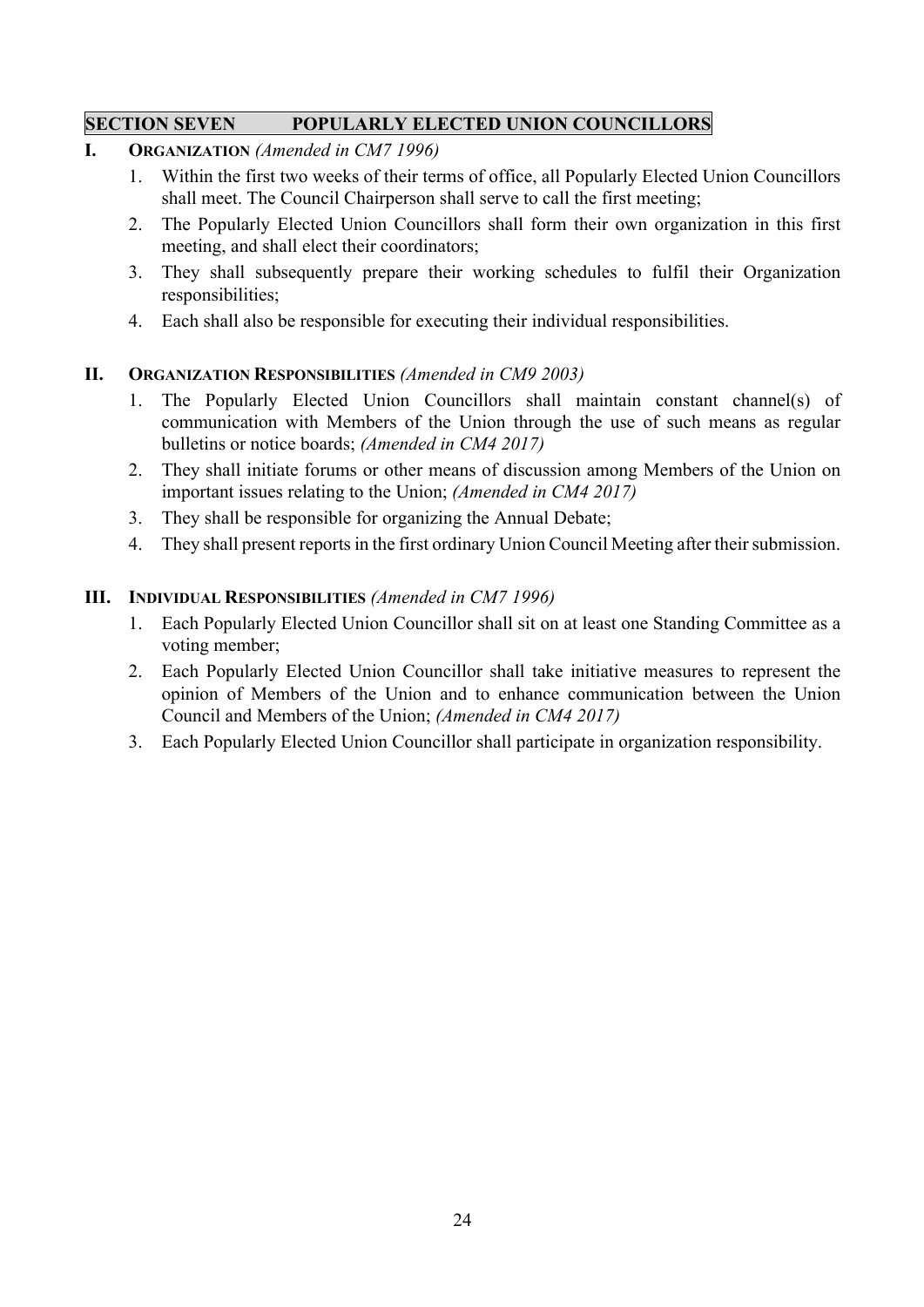## SECTION SEVEN POPULARLY ELECTED UNION COUNCILLORS

### I. ORGANIZATION *(Amended in CM7 1996)*

1. Within the first two weeks of their terms of office, all Popularly Elected Union Councillors shall meet. The Council Chairperson shall serve to call the first meeting;
2. The Popularly Elected Union Councillors shall form their own organization in this first meeting, and shall elect their coordinators;
3. They shall subsequently prepare their working schedules to fulfil their Organization responsibilities;
4. Each shall also be responsible for executing their individual responsibilities.

### II. ORGANIZATION RESPONSIBILITIES *(Amended in CM9 2003)*

1. The Popularly Elected Union Councillors shall maintain constant channel(s) of communication with Members of the Union through the use of such means as regular bulletins or notice boards; *(Amended in CM4 2017)*
2. They shall initiate forums or other means of discussion among Members of the Union on important issues relating to the Union; *(Amended in CM4 2017)*
3. They shall be responsible for organizing the Annual Debate;
4. They shall present reports in the first ordinary Union Council Meeting after their submission.

### III. INDIVIDUAL RESPONSIBILITIES *(Amended in CM7 1996)*

1. Each Popularly Elected Union Councillor shall sit on at least one Standing Committee as a voting member;
2. Each Popularly Elected Union Councillor shall take initiative measures to represent the opinion of Members of the Union and to enhance communication between the Union Council and Members of the Union; *(Amended in CM4 2017)*
3. Each Popularly Elected Union Councillor shall participate in organization responsibility.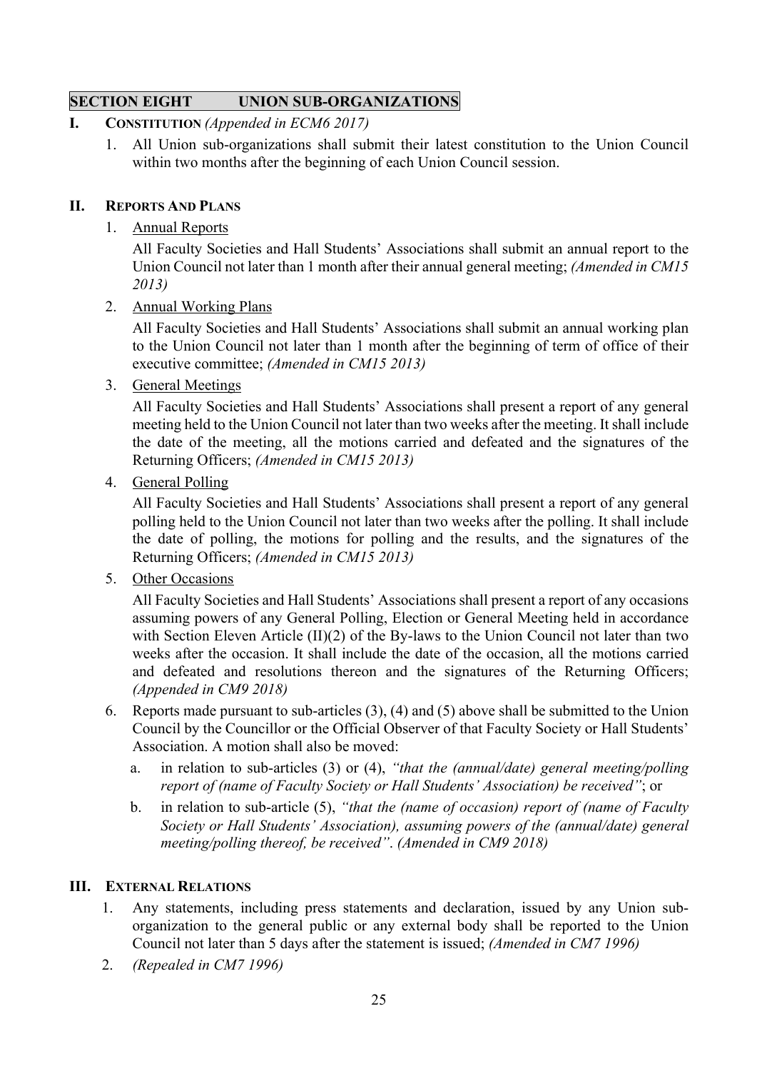## SECTION EIGHT UNION SUB-ORGANIZATIONS

### I. CONSTITUTION *(Appended in ECM6 2017)*

1. All Union sub-organizations shall submit their latest constitution to the Union Council within two months after the beginning of each Union Council session.

### II. REPORTS AND PLANS

1. Annual Reports

   All Faculty Societies and Hall Students' Associations shall submit an annual report to the Union Council not later than 1 month after their annual general meeting; *(Amended in CM15 2013)*

2. Annual Working Plans

   All Faculty Societies and Hall Students' Associations shall submit an annual working plan to the Union Council not later than 1 month after the beginning of term of office of their executive committee; *(Amended in CM15 2013)*

3. General Meetings

   All Faculty Societies and Hall Students' Associations shall present a report of any general meeting held to the Union Council not later than two weeks after the meeting. It shall include the date of the meeting, all the motions carried and defeated and the signatures of the Returning Officers; *(Amended in CM15 2013)*

4. General Polling

   All Faculty Societies and Hall Students' Associations shall present a report of any general polling held to the Union Council not later than two weeks after the polling. It shall include the date of polling, the motions for polling and the results, and the signatures of the Returning Officers; *(Amended in CM15 2013)*

5. Other Occasions

   All Faculty Societies and Hall Students' Associations shall present a report of any occasions assuming powers of any General Polling, Election or General Meeting held in accordance with Section Eleven Article (II)(2) of the By-laws to the Union Council not later than two weeks after the occasion. It shall include the date of the occasion, all the motions carried and defeated and resolutions thereon and the signatures of the Returning Officers; *(Appended in CM9 2018)*

6. Reports made pursuant to sub-articles (3), (4) and (5) above shall be submitted to the Union Council by the Councillor or the Official Observer of that Faculty Society or Hall Students' Association. A motion shall also be moved:

   a. in relation to sub-articles (3) or (4), *"that the (annual/date) general meeting/polling report of (name of Faculty Society or Hall Students' Association) be received"*; or

   b. in relation to sub-article (5), *"that the (name of occasion) report of (name of Faculty Society or Hall Students' Association), assuming powers of the (annual/date) general meeting/polling thereof, be received"*. *(Amended in CM9 2018)*

### III. EXTERNAL RELATIONS

1. Any statements, including press statements and declaration, issued by any Union sub-organization to the general public or any external body shall be reported to the Union Council not later than 5 days after the statement is issued; *(Amended in CM7 1996)*
2. *(Repealed in CM7 1996)*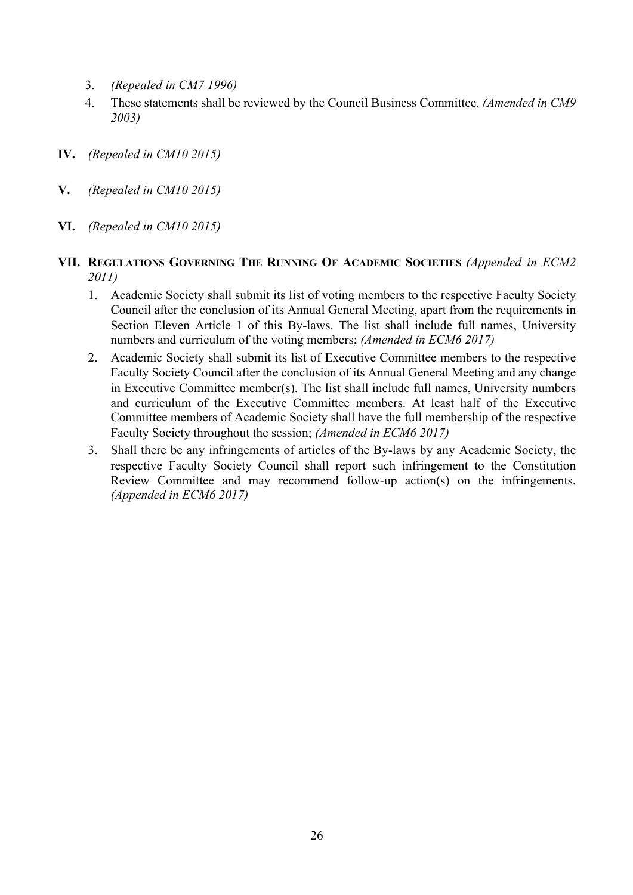3. *(Repealed in CM7 1996)*
4. These statements shall be reviewed by the Council Business Committee. *(Amended in CM9 2003)*

**IV.** *(Repealed in CM10 2015)*

**V.** *(Repealed in CM10 2015)*

**VI.** *(Repealed in CM10 2015)*

**VII. REGULATIONS GOVERNING THE RUNNING OF ACADEMIC SOCIETIES** *(Appended in ECM2 2011)*

1. Academic Society shall submit its list of voting members to the respective Faculty Society Council after the conclusion of its Annual General Meeting, apart from the requirements in Section Eleven Article 1 of this By-laws. The list shall include full names, University numbers and curriculum of the voting members; *(Amended in ECM6 2017)*
2. Academic Society shall submit its list of Executive Committee members to the respective Faculty Society Council after the conclusion of its Annual General Meeting and any change in Executive Committee member(s). The list shall include full names, University numbers and curriculum of the Executive Committee members. At least half of the Executive Committee members of Academic Society shall have the full membership of the respective Faculty Society throughout the session; *(Amended in ECM6 2017)*
3. Shall there be any infringements of articles of the By-laws by any Academic Society, the respective Faculty Society Council shall report such infringement to the Constitution Review Committee and may recommend follow-up action(s) on the infringements. *(Appended in ECM6 2017)*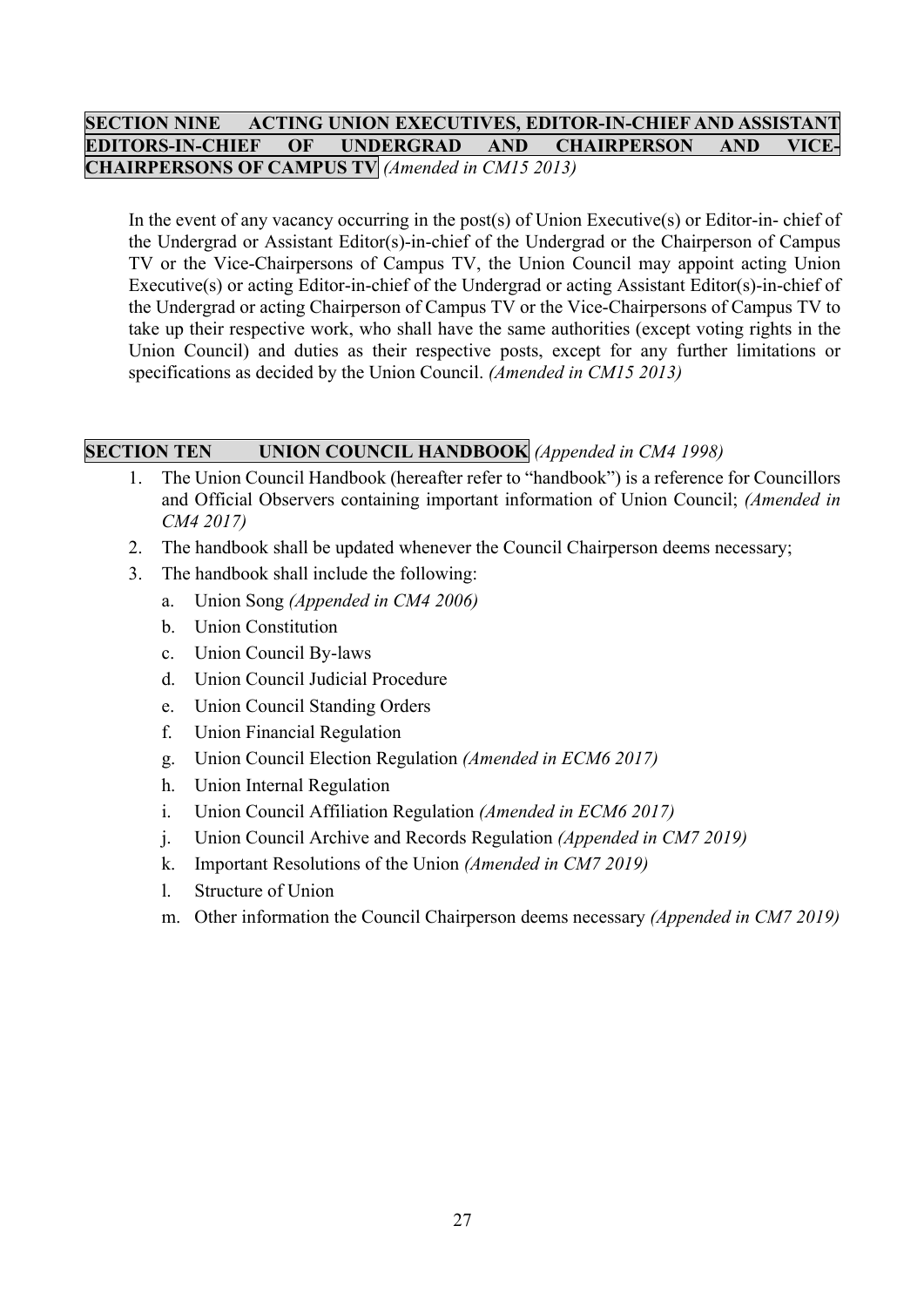## **SECTION NINE ACTING UNION EXECUTIVES, EDITOR-IN-CHIEF AND ASSISTANT EDITORS-IN-CHIEF OF UNDERGRAD AND CHAIRPERSON AND VICE-CHAIRPERSONS OF CAMPUS TV** *(Amended in CM15 2013)*

In the event of any vacancy occurring in the post(s) of Union Executive(s) or Editor-in- chief of the Undergrad or Assistant Editor(s)-in-chief of the Undergrad or the Chairperson of Campus TV or the Vice-Chairpersons of Campus TV, the Union Council may appoint acting Union Executive(s) or acting Editor-in-chief of the Undergrad or acting Assistant Editor(s)-in-chief of the Undergrad or acting Chairperson of Campus TV or the Vice-Chairpersons of Campus TV to take up their respective work, who shall have the same authorities (except voting rights in the Union Council) and duties as their respective posts, except for any further limitations or specifications as decided by the Union Council. *(Amended in CM15 2013)*

## **SECTION TEN UNION COUNCIL HANDBOOK** *(Appended in CM4 1998)*

1. The Union Council Handbook (hereafter refer to "handbook") is a reference for Councillors and Official Observers containing important information of Union Council; *(Amended in CM4 2017)*
2. The handbook shall be updated whenever the Council Chairperson deems necessary;
3. The handbook shall include the following:
   a. Union Song *(Appended in CM4 2006)*
   b. Union Constitution
   c. Union Council By-laws
   d. Union Council Judicial Procedure
   e. Union Council Standing Orders
   f. Union Financial Regulation
   g. Union Council Election Regulation *(Amended in ECM6 2017)*
   h. Union Internal Regulation
   i. Union Council Affiliation Regulation *(Amended in ECM6 2017)*
   j. Union Council Archive and Records Regulation *(Appended in CM7 2019)*
   k. Important Resolutions of the Union *(Amended in CM7 2019)*
   l. Structure of Union
   m. Other information the Council Chairperson deems necessary *(Appended in CM7 2019)*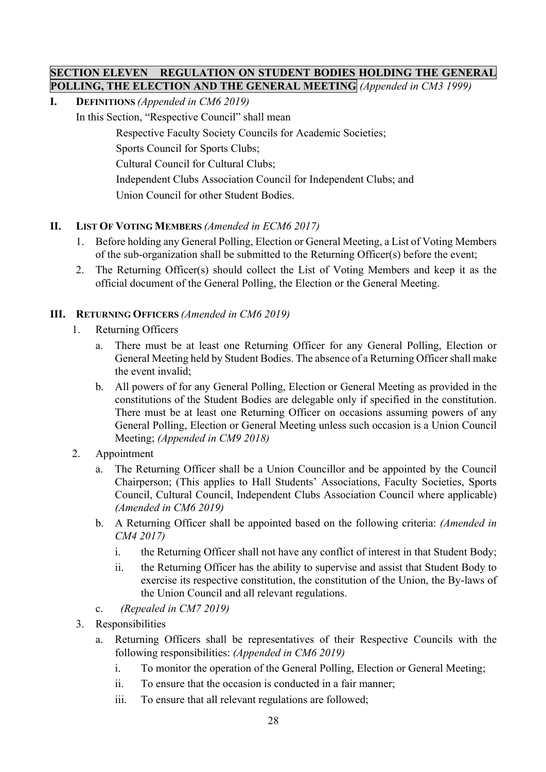## SECTION ELEVEN REGULATION ON STUDENT BODIES HOLDING THE GENERAL POLLING, THE ELECTION AND THE GENERAL MEETING *(Appended in CM3 1999)*

**I. DEFINITIONS** *(Appended in CM6 2019)*

In this Section, "Respective Council" shall mean

Respective Faculty Society Councils for Academic Societies;
Sports Council for Sports Clubs;
Cultural Council for Cultural Clubs;
Independent Clubs Association Council for Independent Clubs; and
Union Council for other Student Bodies.

**II. LIST OF VOTING MEMBERS** *(Amended in ECM6 2017)*

1. Before holding any General Polling, Election or General Meeting, a List of Voting Members of the sub-organization shall be submitted to the Returning Officer(s) before the event;
2. The Returning Officer(s) should collect the List of Voting Members and keep it as the official document of the General Polling, the Election or the General Meeting.

**III. RETURNING OFFICERS** *(Amended in CM6 2019)*

1. Returning Officers
   a. There must be at least one Returning Officer for any General Polling, Election or General Meeting held by Student Bodies. The absence of a Returning Officer shall make the event invalid;
   b. All powers of for any General Polling, Election or General Meeting as provided in the constitutions of the Student Bodies are delegable only if specified in the constitution. There must be at least one Returning Officer on occasions assuming powers of any General Polling, Election or General Meeting unless such occasion is a Union Council Meeting; *(Appended in CM9 2018)*
2. Appointment
   a. The Returning Officer shall be a Union Councillor and be appointed by the Council Chairperson; (This applies to Hall Students' Associations, Faculty Societies, Sports Council, Cultural Council, Independent Clubs Association Council where applicable) *(Amended in CM6 2019)*
   b. A Returning Officer shall be appointed based on the following criteria: *(Amended in CM4 2017)*
      i. the Returning Officer shall not have any conflict of interest in that Student Body;
      ii. the Returning Officer has the ability to supervise and assist that Student Body to exercise its respective constitution, the constitution of the Union, the By-laws of the Union Council and all relevant regulations.
   c. *(Repealed in CM7 2019)*
3. Responsibilities
   a. Returning Officers shall be representatives of their Respective Councils with the following responsibilities: *(Appended in CM6 2019)*
      i. To monitor the operation of the General Polling, Election or General Meeting;
      ii. To ensure that the occasion is conducted in a fair manner;
      iii. To ensure that all relevant regulations are followed;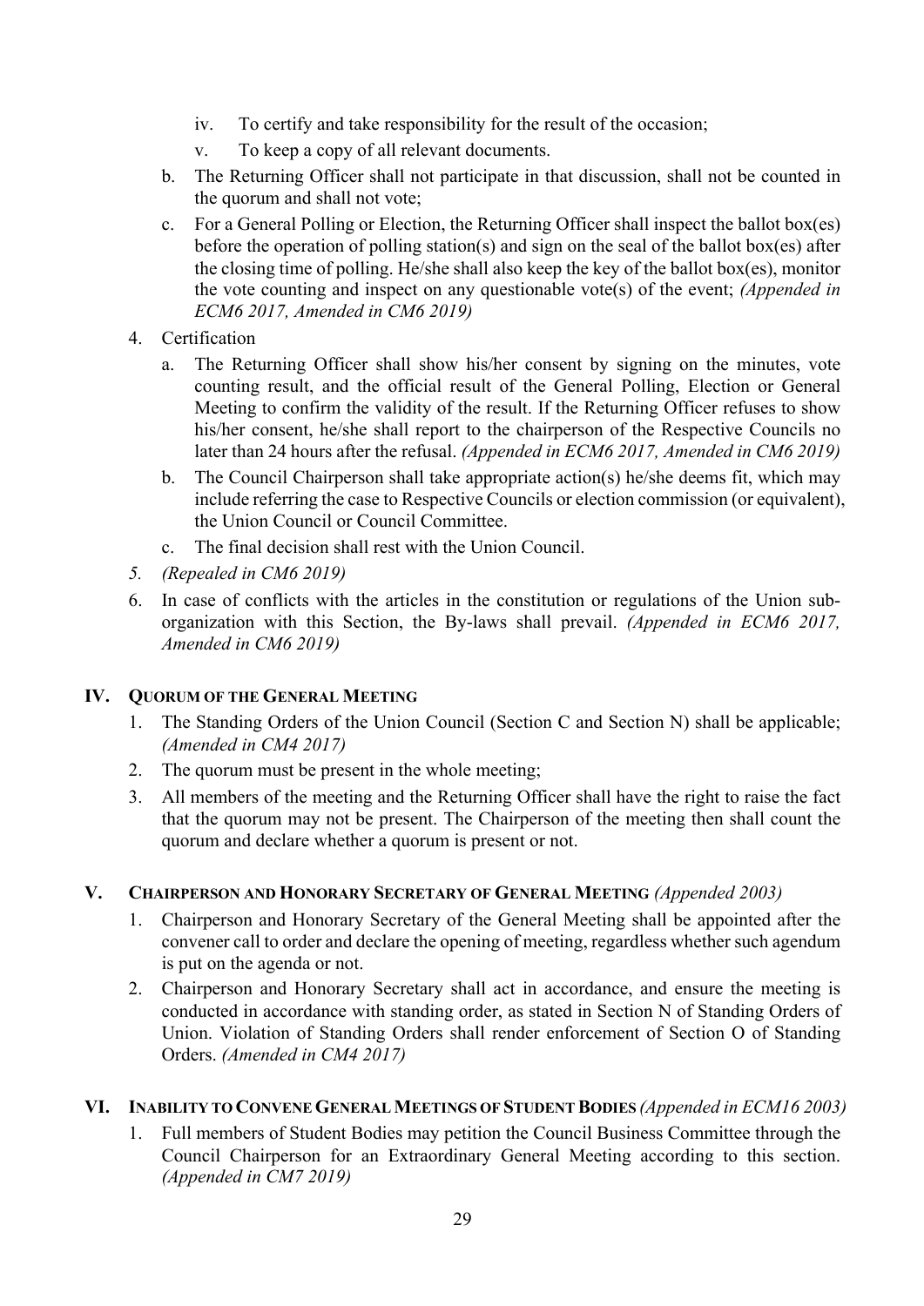iv. To certify and take responsibility for the result of the occasion;
   v. To keep a copy of all relevant documents.

b. The Returning Officer shall not participate in that discussion, shall not be counted in the quorum and shall not vote;

c. For a General Polling or Election, the Returning Officer shall inspect the ballot box(es) before the operation of polling station(s) and sign on the seal of the ballot box(es) after the closing time of polling. He/she shall also keep the key of the ballot box(es), monitor the vote counting and inspect on any questionable vote(s) of the event; *(Appended in ECM6 2017, Amended in CM6 2019)*

4. Certification
   a. The Returning Officer shall show his/her consent by signing on the minutes, vote counting result, and the official result of the General Polling, Election or General Meeting to confirm the validity of the result. If the Returning Officer refuses to show his/her consent, he/she shall report to the chairperson of the Respective Councils no later than 24 hours after the refusal. *(Appended in ECM6 2017, Amended in CM6 2019)*
   b. The Council Chairperson shall take appropriate action(s) he/she deems fit, which may include referring the case to Respective Councils or election commission (or equivalent), the Union Council or Council Committee.
   c. The final decision shall rest with the Union Council.
5. *(Repealed in CM6 2019)*
6. In case of conflicts with the articles in the constitution or regulations of the Union sub-organization with this Section, the By-laws shall prevail. *(Appended in ECM6 2017, Amended in CM6 2019)*

## IV. QUORUM OF THE GENERAL MEETING

1. The Standing Orders of the Union Council (Section C and Section N) shall be applicable; *(Amended in CM4 2017)*
2. The quorum must be present in the whole meeting;
3. All members of the meeting and the Returning Officer shall have the right to raise the fact that the quorum may not be present. The Chairperson of the meeting then shall count the quorum and declare whether a quorum is present or not.

## V. CHAIRPERSON AND HONORARY SECRETARY OF GENERAL MEETING *(Appended 2003)*

1. Chairperson and Honorary Secretary of the General Meeting shall be appointed after the convener call to order and declare the opening of meeting, regardless whether such agendum is put on the agenda or not.
2. Chairperson and Honorary Secretary shall act in accordance, and ensure the meeting is conducted in accordance with standing order, as stated in Section N of Standing Orders of Union. Violation of Standing Orders shall render enforcement of Section O of Standing Orders. *(Amended in CM4 2017)*

## VI. INABILITY TO CONVENE GENERAL MEETINGS OF STUDENT BODIES *(Appended in ECM16 2003)*

1. Full members of Student Bodies may petition the Council Business Committee through the Council Chairperson for an Extraordinary General Meeting according to this section. *(Appended in CM7 2019)*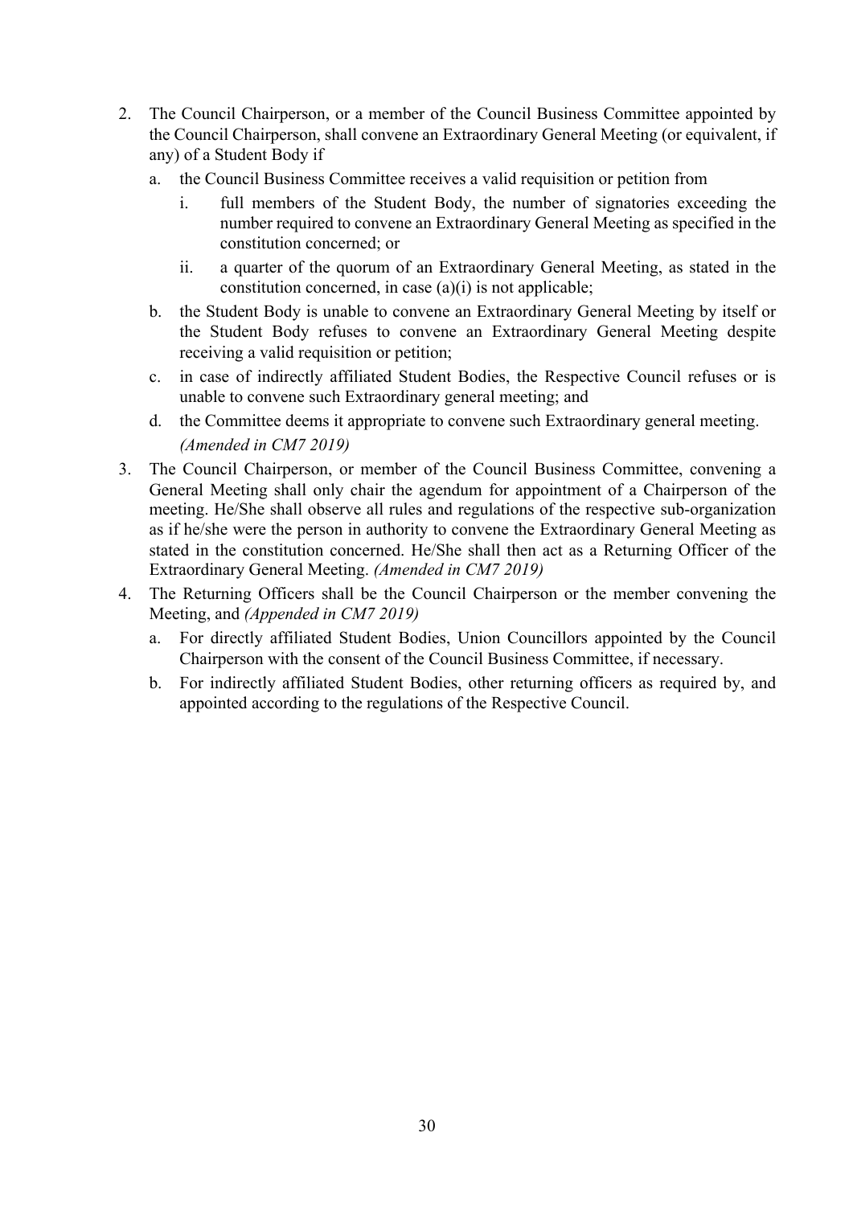2. The Council Chairperson, or a member of the Council Business Committee appointed by the Council Chairperson, shall convene an Extraordinary General Meeting (or equivalent, if any) of a Student Body if
   a. the Council Business Committee receives a valid requisition or petition from
      i. full members of the Student Body, the number of signatories exceeding the number required to convene an Extraordinary General Meeting as specified in the constitution concerned; or
      ii. a quarter of the quorum of an Extraordinary General Meeting, as stated in the constitution concerned, in case (a)(i) is not applicable;
   b. the Student Body is unable to convene an Extraordinary General Meeting by itself or the Student Body refuses to convene an Extraordinary General Meeting despite receiving a valid requisition or petition;
   c. in case of indirectly affiliated Student Bodies, the Respective Council refuses or is unable to convene such Extraordinary general meeting; and
   d. the Committee deems it appropriate to convene such Extraordinary general meeting.
   *(Amended in CM7 2019)*
3. The Council Chairperson, or member of the Council Business Committee, convening a General Meeting shall only chair the agendum for appointment of a Chairperson of the meeting. He/She shall observe all rules and regulations of the respective sub-organization as if he/she were the person in authority to convene the Extraordinary General Meeting as stated in the constitution concerned. He/She shall then act as a Returning Officer of the Extraordinary General Meeting. *(Amended in CM7 2019)*
4. The Returning Officers shall be the Council Chairperson or the member convening the Meeting, and *(Appended in CM7 2019)*
   a. For directly affiliated Student Bodies, Union Councillors appointed by the Council Chairperson with the consent of the Council Business Committee, if necessary.
   b. For indirectly affiliated Student Bodies, other returning officers as required by, and appointed according to the regulations of the Respective Council.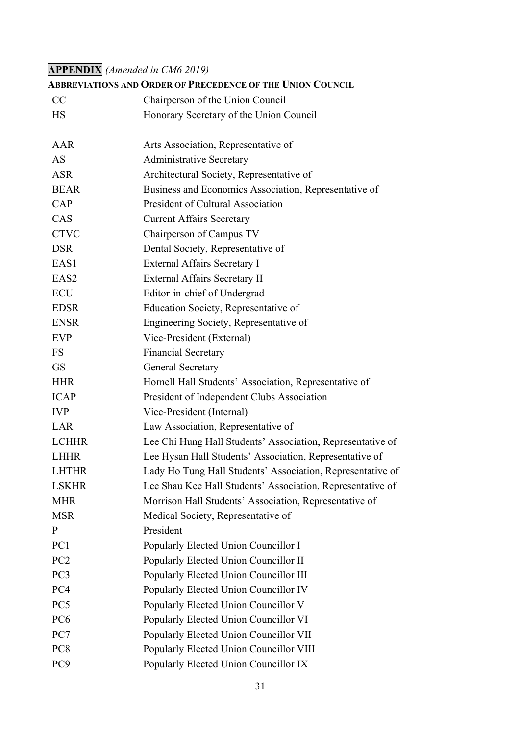**APPENDIX** *(Amended in CM6 2019)*

**ABBREVIATIONS AND ORDER OF PRECEDENCE OF THE UNION COUNCIL**

| | |
|---|---|
| CC | Chairperson of the Union Council |
| HS | Honorary Secretary of the Union Council |
| | |
| AAR | Arts Association, Representative of |
| AS | Administrative Secretary |
| ASR | Architectural Society, Representative of |
| BEAR | Business and Economics Association, Representative of |
| CAP | President of Cultural Association |
| CAS | Current Affairs Secretary |
| CTVC | Chairperson of Campus TV |
| DSR | Dental Society, Representative of |
| EAS1 | External Affairs Secretary I |
| EAS2 | External Affairs Secretary II |
| ECU | Editor-in-chief of Undergrad |
| EDSR | Education Society, Representative of |
| ENSR | Engineering Society, Representative of |
| EVP | Vice-President (External) |
| FS | Financial Secretary |
| GS | General Secretary |
| HHR | Hornell Hall Students' Association, Representative of |
| ICAP | President of Independent Clubs Association |
| IVP | Vice-President (Internal) |
| LAR | Law Association, Representative of |
| LCHHR | Lee Chi Hung Hall Students' Association, Representative of |
| LHHR | Lee Hysan Hall Students' Association, Representative of |
| LHTHR | Lady Ho Tung Hall Students' Association, Representative of |
| LSKHR | Lee Shau Kee Hall Students' Association, Representative of |
| MHR | Morrison Hall Students' Association, Representative of |
| MSR | Medical Society, Representative of |
| P | President |
| PC1 | Popularly Elected Union Councillor I |
| PC2 | Popularly Elected Union Councillor II |
| PC3 | Popularly Elected Union Councillor III |
| PC4 | Popularly Elected Union Councillor IV |
| PC5 | Popularly Elected Union Councillor V |
| PC6 | Popularly Elected Union Councillor VI |
| PC7 | Popularly Elected Union Councillor VII |
| PC8 | Popularly Elected Union Councillor VIII |
| PC9 | Popularly Elected Union Councillor IX |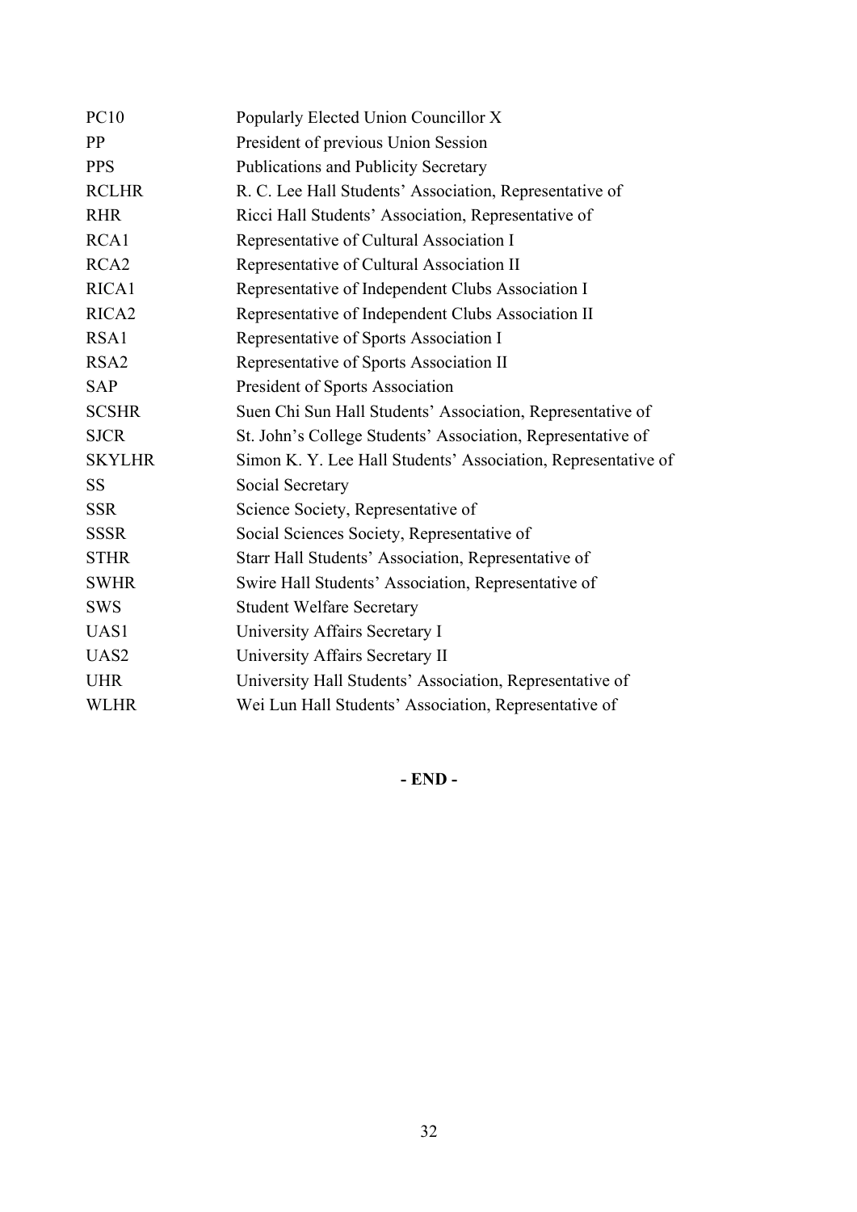| | |
|---|---|
| PC10 | Popularly Elected Union Councillor X |
| PP | President of previous Union Session |
| PPS | Publications and Publicity Secretary |
| RCLHR | R. C. Lee Hall Students' Association, Representative of |
| RHR | Ricci Hall Students' Association, Representative of |
| RCA1 | Representative of Cultural Association I |
| RCA2 | Representative of Cultural Association II |
| RICA1 | Representative of Independent Clubs Association I |
| RICA2 | Representative of Independent Clubs Association II |
| RSA1 | Representative of Sports Association I |
| RSA2 | Representative of Sports Association II |
| SAP | President of Sports Association |
| SCSHR | Suen Chi Sun Hall Students' Association, Representative of |
| SJCR | St. John's College Students' Association, Representative of |
| SKYLHR | Simon K. Y. Lee Hall Students' Association, Representative of |
| SS | Social Secretary |
| SSR | Science Society, Representative of |
| SSSR | Social Sciences Society, Representative of |
| STHR | Starr Hall Students' Association, Representative of |
| SWHR | Swire Hall Students' Association, Representative of |
| SWS | Student Welfare Secretary |
| UAS1 | University Affairs Secretary I |
| UAS2 | University Affairs Secretary II |
| UHR | University Hall Students' Association, Representative of |
| WLHR | Wei Lun Hall Students' Association, Representative of |

**- END -**